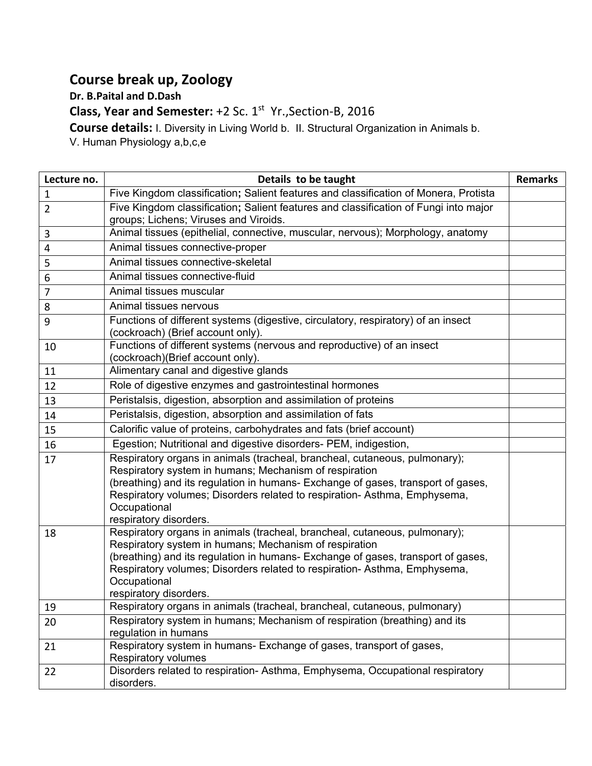# Course break up, Zoology

**Dr. B.Paital and D.Dash**

**Class, Year and Semester:** +2 Sc. 1st Yr.,Section-B, 2016

**Course details:** I. Diversity in Living World b. II. Structural Organization in Animals b. V. Human Physiology a,b,c,e

| Lecture no. | Details to be taught | Remarks |
|---|---|---|
| 1 | Five Kingdom classification**;** Salient features and classification of Monera, Protista | |
| 2 | Five Kingdom classification**;** Salient features and classification of Fungi into major groups; Lichens; Viruses and Viroids. | |
| 3 | Animal tissues (epithelial, connective, muscular, nervous); Morphology, anatomy | |
| 4 | Animal tissues connective-proper | |
| 5 | Animal tissues connective-skeletal | |
| 6 | Animal tissues connective-fluid | |
| 7 | Animal tissues muscular | |
| 8 | Animal tissues nervous | |
| 9 | Functions of different systems (digestive, circulatory, respiratory) of an insect (cockroach) (Brief account only). | |
| 10 | Functions of different systems (nervous and reproductive) of an insect (cockroach)(Brief account only). | |
| 11 | Alimentary canal and digestive glands | |
| 12 | Role of digestive enzymes and gastrointestinal hormones | |
| 13 | Peristalsis, digestion, absorption and assimilation of proteins | |
| 14 | Peristalsis, digestion, absorption and assimilation of fats | |
| 15 | Calorific value of proteins, carbohydrates and fats (brief account) | |
| 16 | Egestion; Nutritional and digestive disorders- PEM, indigestion, | |
| 17 | Respiratory organs in animals (tracheal, brancheal, cutaneous, pulmonary); Respiratory system in humans; Mechanism of respiration (breathing) and its regulation in humans- Exchange of gases, transport of gases, Respiratory volumes; Disorders related to respiration- Asthma, Emphysema, Occupational respiratory disorders. | |
| 18 | Respiratory organs in animals (tracheal, brancheal, cutaneous, pulmonary); Respiratory system in humans; Mechanism of respiration (breathing) and its regulation in humans- Exchange of gases, transport of gases, Respiratory volumes; Disorders related to respiration- Asthma, Emphysema, Occupational respiratory disorders. | |
| 19 | Respiratory organs in animals (tracheal, brancheal, cutaneous, pulmonary) | |
| 20 | Respiratory system in humans; Mechanism of respiration (breathing) and its regulation in humans | |
| 21 | Respiratory system in humans- Exchange of gases, transport of gases, Respiratory volumes | |
| 22 | Disorders related to respiration- Asthma, Emphysema, Occupational respiratory disorders. | |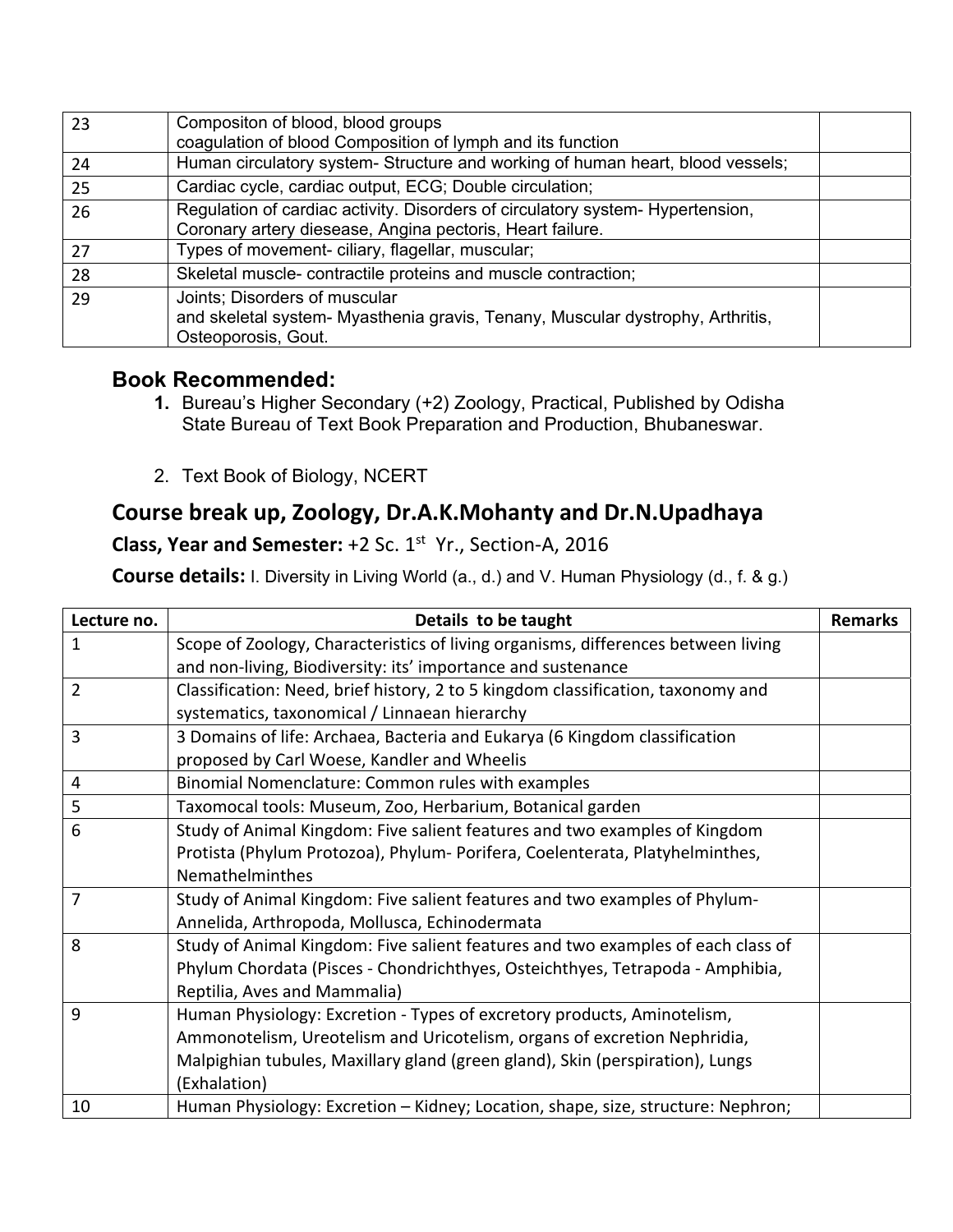| | | |
|---|---|---|
| 23 | Compositon of blood, blood groups<br>coagulation of blood Composition of lymph and its function | |
| 24 | Human circulatory system- Structure and working of human heart, blood vessels; | |
| 25 | Cardiac cycle, cardiac output, ECG; Double circulation; | |
| 26 | Regulation of cardiac activity. Disorders of circulatory system- Hypertension, Coronary artery diesease, Angina pectoris, Heart failure. | |
| 27 | Types of movement- ciliary, flagellar, muscular; | |
| 28 | Skeletal muscle- contractile proteins and muscle contraction; | |
| 29 | Joints; Disorders of muscular<br>and skeletal system- Myasthenia gravis, Tenany, Muscular dystrophy, Arthritis, Osteoporosis, Gout. | |

## Book Recommended:

1. Bureau's Higher Secondary (+2) Zoology, Practical, Published by Odisha State Bureau of Text Book Preparation and Production, Bhubaneswar.

2. Text Book of Biology, NCERT

## Course break up, Zoology, Dr.A.K.Mohanty and Dr.N.Upadhaya

**Class, Year and Semester:** +2 Sc. 1st Yr., Section-A, 2016

**Course details:** I. Diversity in Living World (a., d.) and V. Human Physiology (d., f. & g.)

| Lecture no. | Details to be taught | Remarks |
|---|---|---|
| 1 | Scope of Zoology, Characteristics of living organisms, differences between living and non-living, Biodiversity: its' importance and sustenance | |
| 2 | Classification: Need, brief history, 2 to 5 kingdom classification, taxonomy and systematics, taxonomical / Linnaean hierarchy | |
| 3 | 3 Domains of life: Archaea, Bacteria and Eukarya (6 Kingdom classification proposed by Carl Woese, Kandler and Wheelis | |
| 4 | Binomial Nomenclature: Common rules with examples | |
| 5 | Taxomocal tools: Museum, Zoo, Herbarium, Botanical garden | |
| 6 | Study of Animal Kingdom: Five salient features and two examples of Kingdom Protista (Phylum Protozoa), Phylum- Porifera, Coelenterata, Platyhelminthes, Nemathelminthes | |
| 7 | Study of Animal Kingdom: Five salient features and two examples of Phylum- Annelida, Arthropoda, Mollusca, Echinodermata | |
| 8 | Study of Animal Kingdom: Five salient features and two examples of each class of Phylum Chordata (Pisces - Chondrichthyes, Osteichthyes, Tetrapoda - Amphibia, Reptilia, Aves and Mammalia) | |
| 9 | Human Physiology: Excretion - Types of excretory products, Aminotelism, Ammonotelism, Ureotelism and Uricotelism, organs of excretion Nephridia, Malpighian tubules, Maxillary gland (green gland), Skin (perspiration), Lungs (Exhalation) | |
| 10 | Human Physiology: Excretion – Kidney; Location, shape, size, structure: Nephron; | |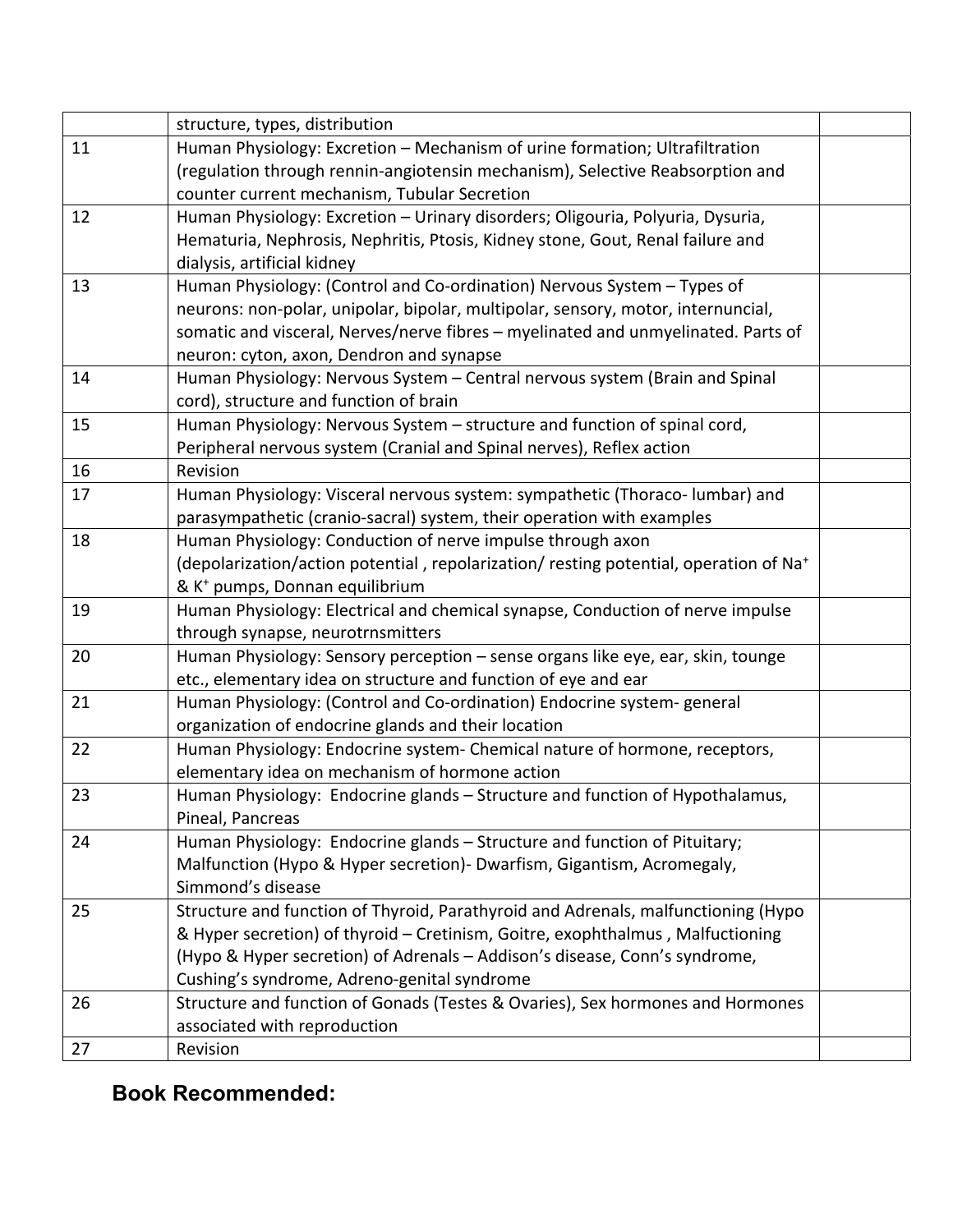|  |  |  |
| --- | --- | --- |
|  | structure, types, distribution |  |
| 11 | Human Physiology: Excretion – Mechanism of urine formation; Ultrafiltration (regulation through rennin-angiotensin mechanism), Selective Reabsorption and counter current mechanism, Tubular Secretion |  |
| 12 | Human Physiology: Excretion – Urinary disorders; Oligouria, Polyuria, Dysuria, Hematuria, Nephrosis, Nephritis, Ptosis, Kidney stone, Gout, Renal failure and dialysis, artificial kidney |  |
| 13 | Human Physiology: (Control and Co-ordination) Nervous System – Types of neurons: non-polar, unipolar, bipolar, multipolar, sensory, motor, internuncial, somatic and visceral, Nerves/nerve fibres – myelinated and unmyelinated. Parts of neuron: cyton, axon, Dendron and synapse |  |
| 14 | Human Physiology: Nervous System – Central nervous system (Brain and Spinal cord), structure and function of brain |  |
| 15 | Human Physiology: Nervous System – structure and function of spinal cord, Peripheral nervous system (Cranial and Spinal nerves), Reflex action |  |
| 16 | Revision |  |
| 17 | Human Physiology: Visceral nervous system: sympathetic (Thoraco- lumbar) and parasympathetic (cranio-sacral) system, their operation with examples |  |
| 18 | Human Physiology: Conduction of nerve impulse through axon (depolarization/action potential , repolarization/ resting potential, operation of $Na^+$ & $K^+$ pumps, Donnan equilibrium |  |
| 19 | Human Physiology: Electrical and chemical synapse, Conduction of nerve impulse through synapse, neurotrnsmitters |  |
| 20 | Human Physiology: Sensory perception – sense organs like eye, ear, skin, tounge etc., elementary idea on structure and function of eye and ear |  |
| 21 | Human Physiology: (Control and Co-ordination) Endocrine system- general organization of endocrine glands and their location |  |
| 22 | Human Physiology: Endocrine system- Chemical nature of hormone, receptors, elementary idea on mechanism of hormone action |  |
| 23 | Human Physiology: Endocrine glands – Structure and function of Hypothalamus, Pineal, Pancreas |  |
| 24 | Human Physiology: Endocrine glands – Structure and function of Pituitary; Malfunction (Hypo & Hyper secretion)- Dwarfism, Gigantism, Acromegaly, Simmond's disease |  |
| 25 | Structure and function of Thyroid, Parathyroid and Adrenals, malfunctioning (Hypo & Hyper secretion) of thyroid – Cretinism, Goitre, exophthalmus , Malfuctioning (Hypo & Hyper secretion) of Adrenals – Addison's disease, Conn's syndrome, Cushing's syndrome, Adreno-genital syndrome |  |
| 26 | Structure and function of Gonads (Testes & Ovaries), Sex hormones and Hormones associated with reproduction |  |
| 27 | Revision |  |

## Book Recommended: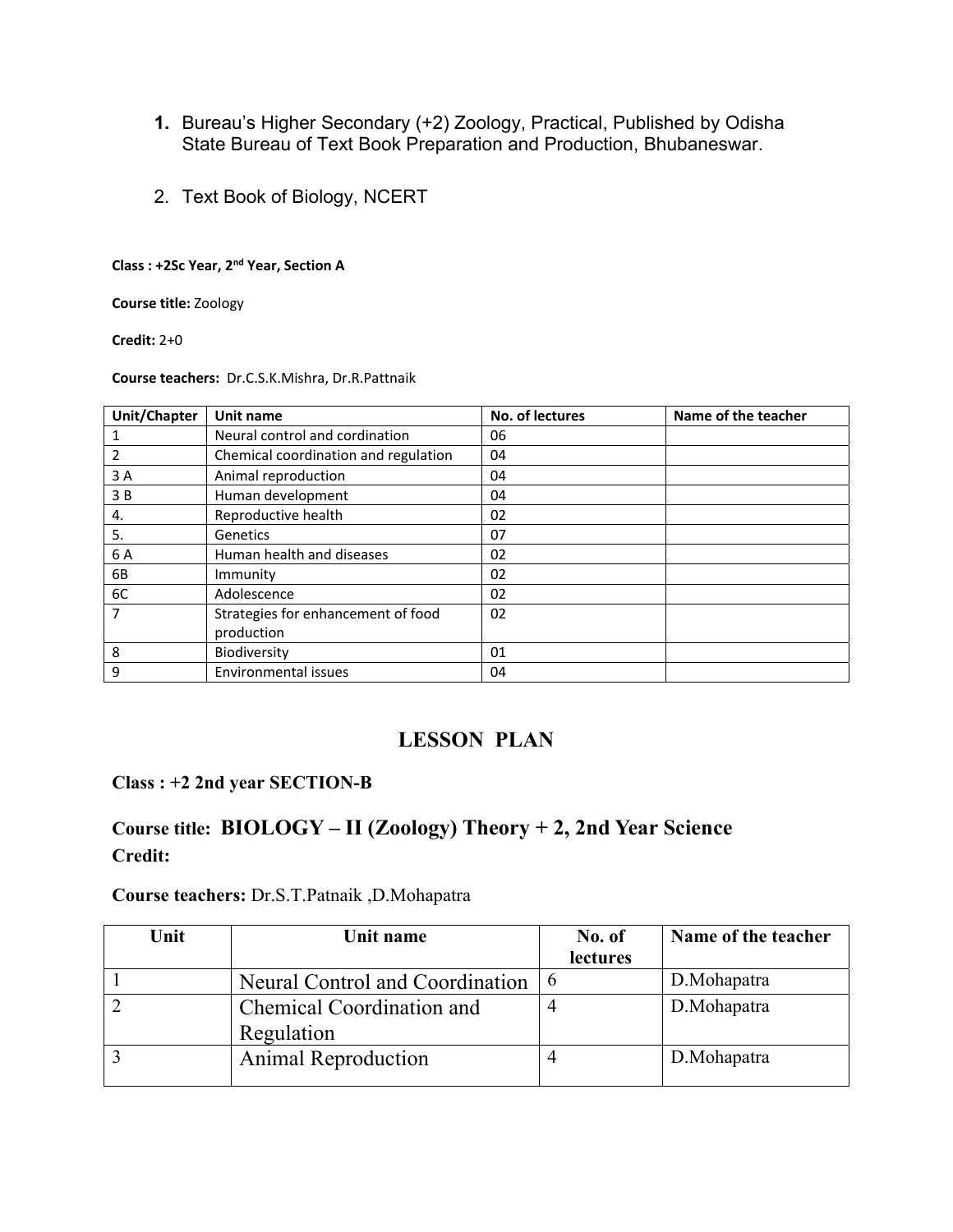1. Bureau's Higher Secondary (+2) Zoology, Practical, Published by Odisha State Bureau of Text Book Preparation and Production, Bhubaneswar.

2. Text Book of Biology, NCERT

**Class : +2Sc Year, 2nd Year, Section A**

**Course title:** Zoology

**Credit:** 2+0

**Course teachers:** Dr.C.S.K.Mishra, Dr.R.Pattnaik

| Unit/Chapter | Unit name | No. of lectures | Name of the teacher |
|---|---|---|---|
| 1 | Neural control and cordination | 06 | |
| 2 | Chemical coordination and regulation | 04 | |
| 3 A | Animal reproduction | 04 | |
| 3 B | Human development | 04 | |
| 4. | Reproductive health | 02 | |
| 5. | Genetics | 07 | |
| 6 A | Human health and diseases | 02 | |
| 6B | Immunity | 02 | |
| 6C | Adolescence | 02 | |
| 7 | Strategies for enhancement of food production | 02 | |
| 8 | Biodiversity | 01 | |
| 9 | Environmental issues | 04 | |

## LESSON PLAN

**Class : +2 2nd year SECTION-B**

**Course title: BIOLOGY – II (Zoology) Theory + 2, 2nd Year Science**
**Credit:**

**Course teachers:** Dr.S.T.Patnaik ,D.Mohapatra

| Unit | Unit name | No. of lectures | Name of the teacher |
|---|---|---|---|
| 1 | Neural Control and Coordination | 6 | D.Mohapatra |
| 2 | Chemical Coordination and Regulation | 4 | D.Mohapatra |
| 3 | Animal Reproduction | 4 | D.Mohapatra |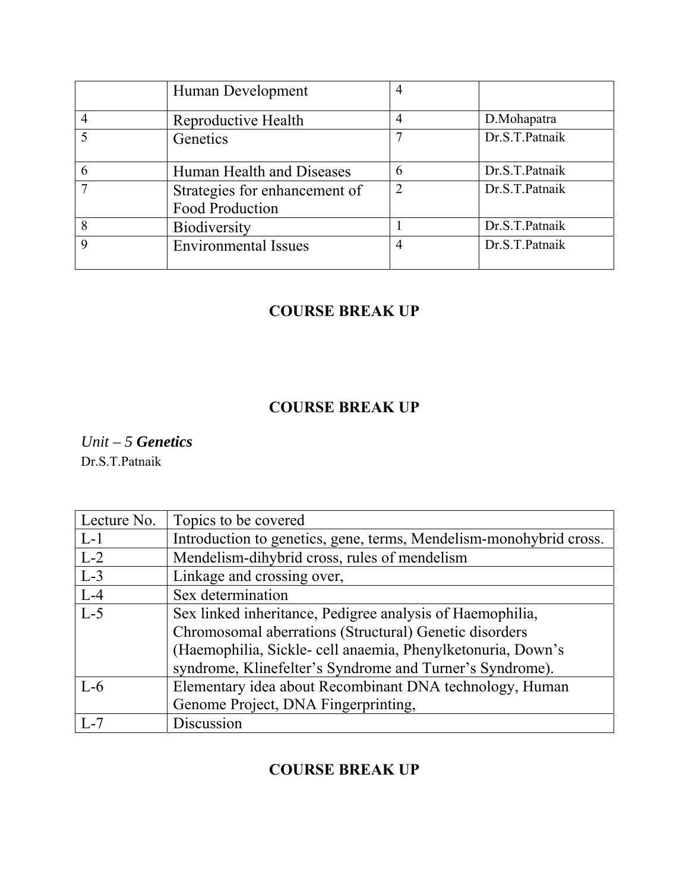| | Human Development | 4 | |
|---|---|---|---|
| 4 | Reproductive Health | 4 | D.Mohapatra |
| 5 | Genetics | 7 | Dr.S.T.Patnaik |
| 6 | Human Health and Diseases | 6 | Dr.S.T.Patnaik |
| 7 | Strategies for enhancement of Food Production | 2 | Dr.S.T.Patnaik |
| 8 | Biodiversity | 1 | Dr.S.T.Patnaik |
| 9 | Environmental Issues | 4 | Dr.S.T.Patnaik |

## COURSE BREAK UP

## COURSE BREAK UP

*Unit – 5* ***Genetics***

Dr.S.T.Patnaik

| Lecture No. | Topics to be covered |
|---|---|
| L-1 | Introduction to genetics, gene, terms, Mendelism-monohybrid cross. |
| L-2 | Mendelism-dihybrid cross, rules of mendelism |
| L-3 | Linkage and crossing over, |
| L-4 | Sex determination |
| L-5 | Sex linked inheritance, Pedigree analysis of Haemophilia, Chromosomal aberrations (Structural) Genetic disorders (Haemophilia, Sickle- cell anaemia, Phenylketonuria, Down's syndrome, Klinefelter's Syndrome and Turner's Syndrome). |
| L-6 | Elementary idea about Recombinant DNA technology, Human Genome Project, DNA Fingerprinting, |
| L-7 | Discussion |

## COURSE BREAK UP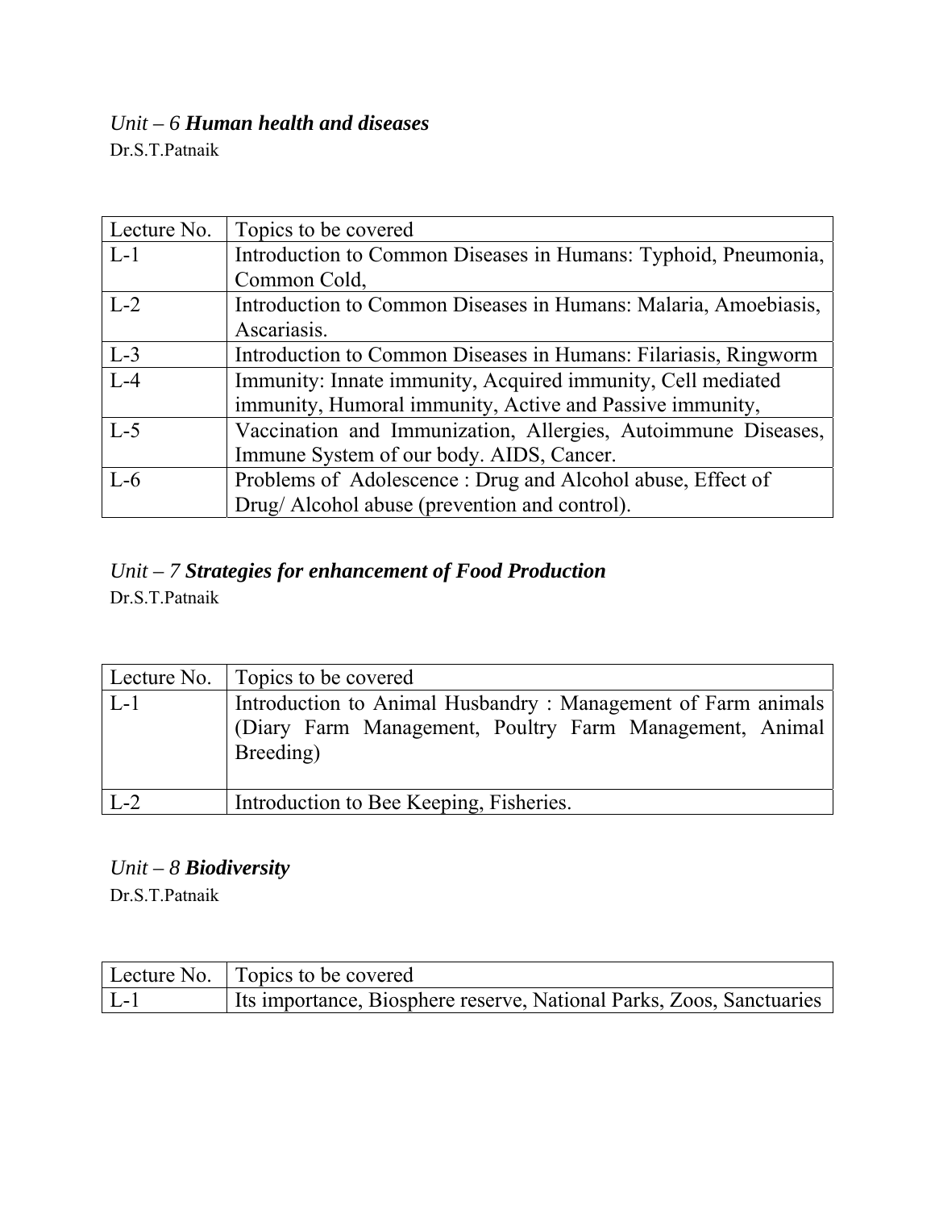*Unit – 6* ***Human health and diseases***

Dr.S.T.Patnaik

| Lecture No. | Topics to be covered |
| --- | --- |
| L-1 | Introduction to Common Diseases in Humans: Typhoid, Pneumonia, Common Cold, |
| L-2 | Introduction to Common Diseases in Humans: Malaria, Amoebiasis, Ascariasis. |
| L-3 | Introduction to Common Diseases in Humans: Filariasis, Ringworm |
| L-4 | Immunity: Innate immunity, Acquired immunity, Cell mediated immunity, Humoral immunity, Active and Passive immunity, |
| L-5 | Vaccination and Immunization, Allergies, Autoimmune Diseases, Immune System of our body. AIDS, Cancer. |
| L-6 | Problems of Adolescence : Drug and Alcohol abuse, Effect of Drug/ Alcohol abuse (prevention and control). |

*Unit – 7* ***Strategies for enhancement of Food Production***

Dr.S.T.Patnaik

| Lecture No. | Topics to be covered |
| --- | --- |
| L-1 | Introduction to Animal Husbandry : Management of Farm animals (Diary Farm Management, Poultry Farm Management, Animal Breeding) |
| L-2 | Introduction to Bee Keeping, Fisheries. |

*Unit – 8* ***Biodiversity***

Dr.S.T.Patnaik

| Lecture No. | Topics to be covered |
| --- | --- |
| L-1 | Its importance, Biosphere reserve, National Parks, Zoos, Sanctuaries |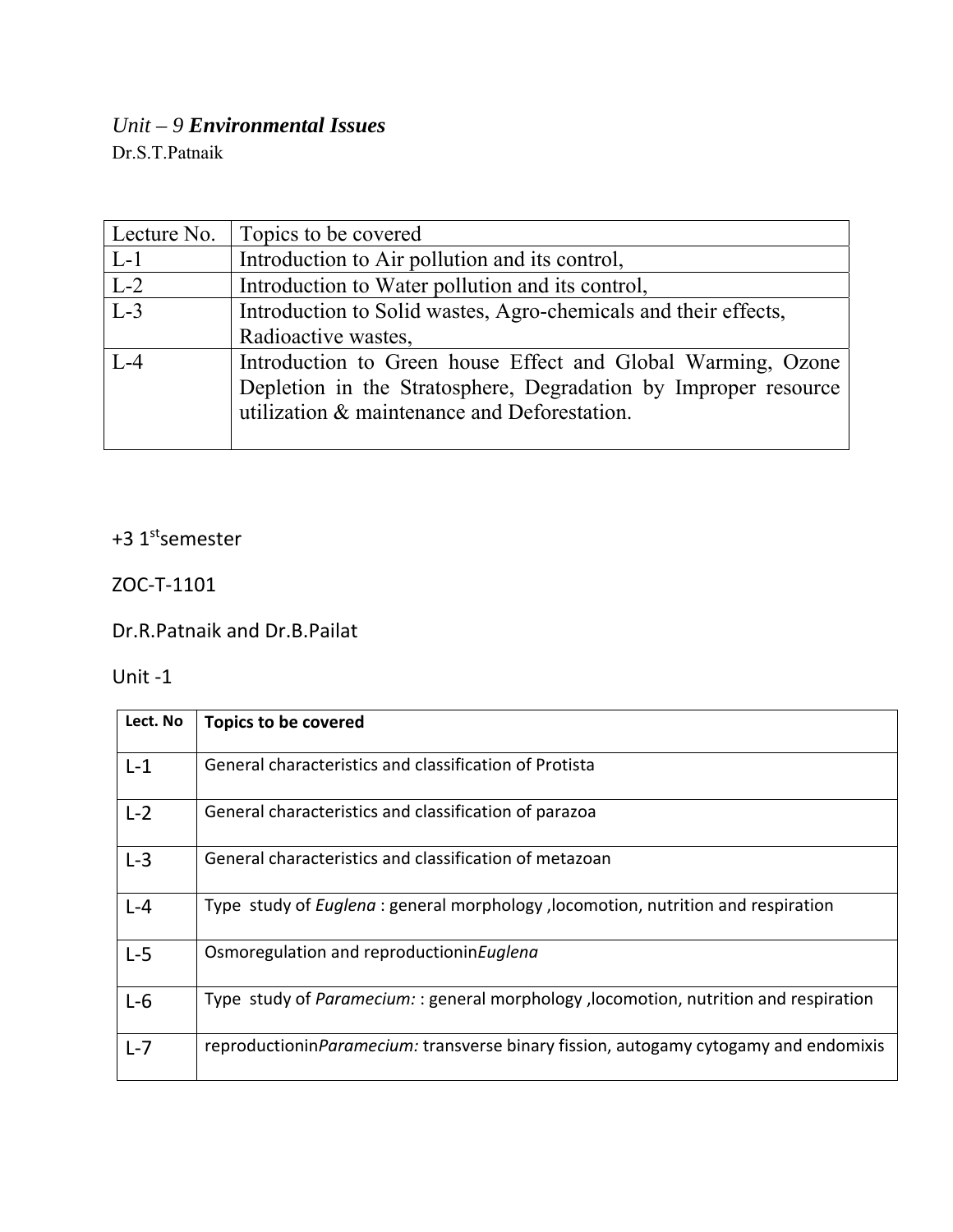*Unit – 9* ***Environmental Issues***

Dr.S.T.Patnaik

| Lecture No. | Topics to be covered |
|---|---|
| L-1 | Introduction to Air pollution and its control, |
| L-2 | Introduction to Water pollution and its control, |
| L-3 | Introduction to Solid wastes, Agro-chemicals and their effects, Radioactive wastes, |
| L-4 | Introduction to Green house Effect and Global Warming, Ozone Depletion in the Stratosphere, Degradation by Improper resource utilization & maintenance and Deforestation. |

+3 1st semester

ZOC-T-1101

Dr.R.Patnaik and Dr.B.Pailat

Unit -1

| Lect. No | **Topics to be covered** |
|---|---|
| L-1 | General characteristics and classification of Protista |
| L-2 | General characteristics and classification of parazoa |
| L-3 | General characteristics and classification of metazoan |
| L-4 | Type study of *Euglena* : general morphology ,locomotion, nutrition and respiration |
| L-5 | Osmoregulation and reproductionin*Euglena* |
| L-6 | Type study of *Paramecium:* : general morphology ,locomotion, nutrition and respiration |
| L-7 | reproductionin*Paramecium:* transverse binary fission, autogamy cytogamy and endomixis |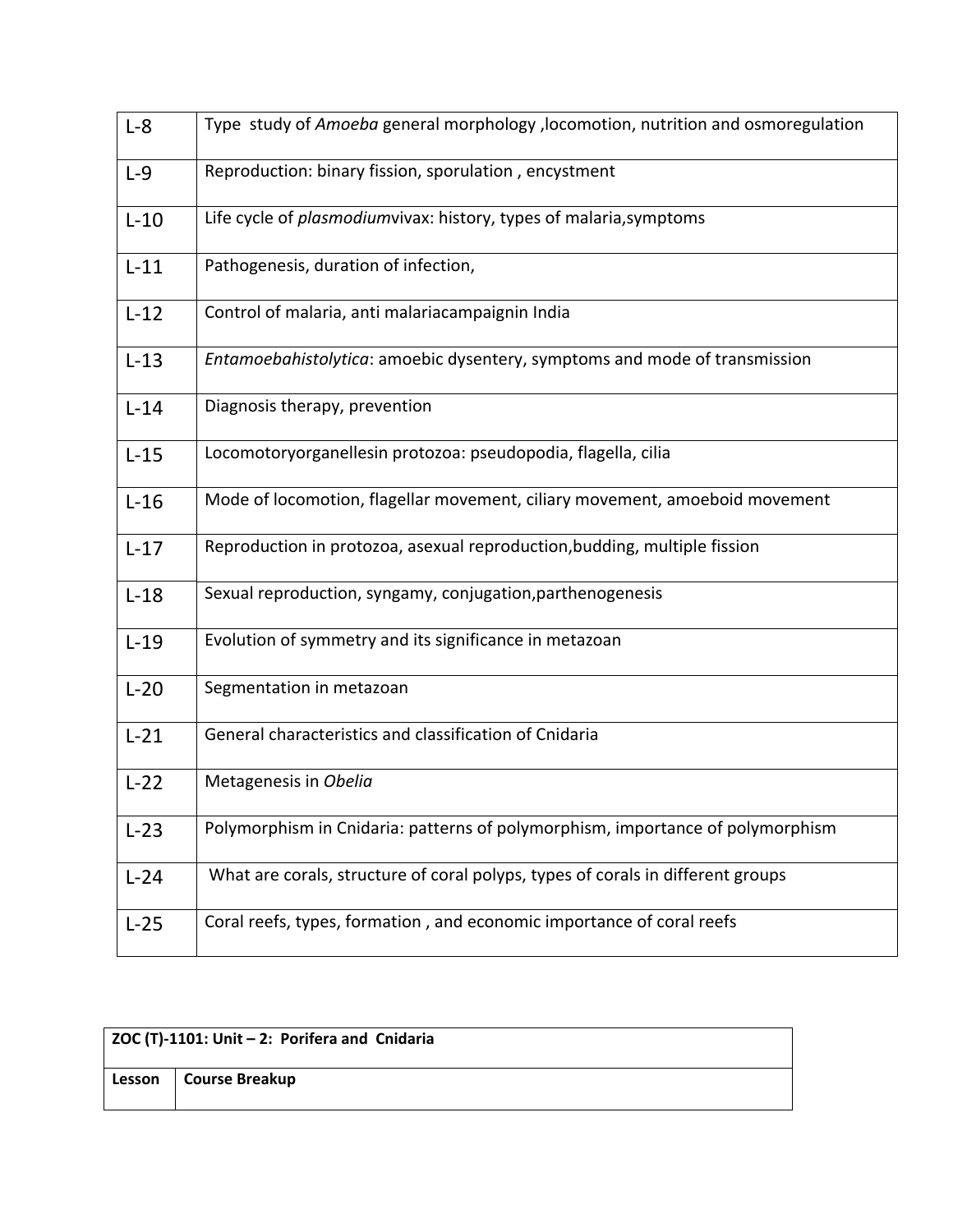| | |
|---|---|
| L-8 | Type study of *Amoeba* general morphology ,locomotion, nutrition and osmoregulation |
| L-9 | Reproduction: binary fission, sporulation , encystment |
| L-10 | Life cycle of *plasmodium*vivax: history, types of malaria,symptoms |
| L-11 | Pathogenesis, duration of infection, |
| L-12 | Control of malaria, anti malariacampaignin India |
| L-13 | *Entamoebahistolytica*: amoebic dysentery, symptoms and mode of transmission |
| L-14 | Diagnosis therapy, prevention |
| L-15 | Locomotoryorganellesin protozoa: pseudopodia, flagella, cilia |
| L-16 | Mode of locomotion, flagellar movement, ciliary movement, amoeboid movement |
| L-17 | Reproduction in protozoa, asexual reproduction,budding, multiple fission |
| L-18 | Sexual reproduction, syngamy, conjugation,parthenogenesis |
| L-19 | Evolution of symmetry and its significance in metazoan |
| L-20 | Segmentation in metazoan |
| L-21 | General characteristics and classification of Cnidaria |
| L-22 | Metagenesis in *Obelia* |
| L-23 | Polymorphism in Cnidaria: patterns of polymorphism, importance of polymorphism |
| L-24 | What are corals, structure of coral polyps, types of corals in different groups |
| L-25 | Coral reefs, types, formation , and economic importance of coral reefs |

| **ZOC (T)-1101: Unit – 2: Porifera and Cnidaria** | |
|---|---|
| **Lesson** | **Course Breakup** |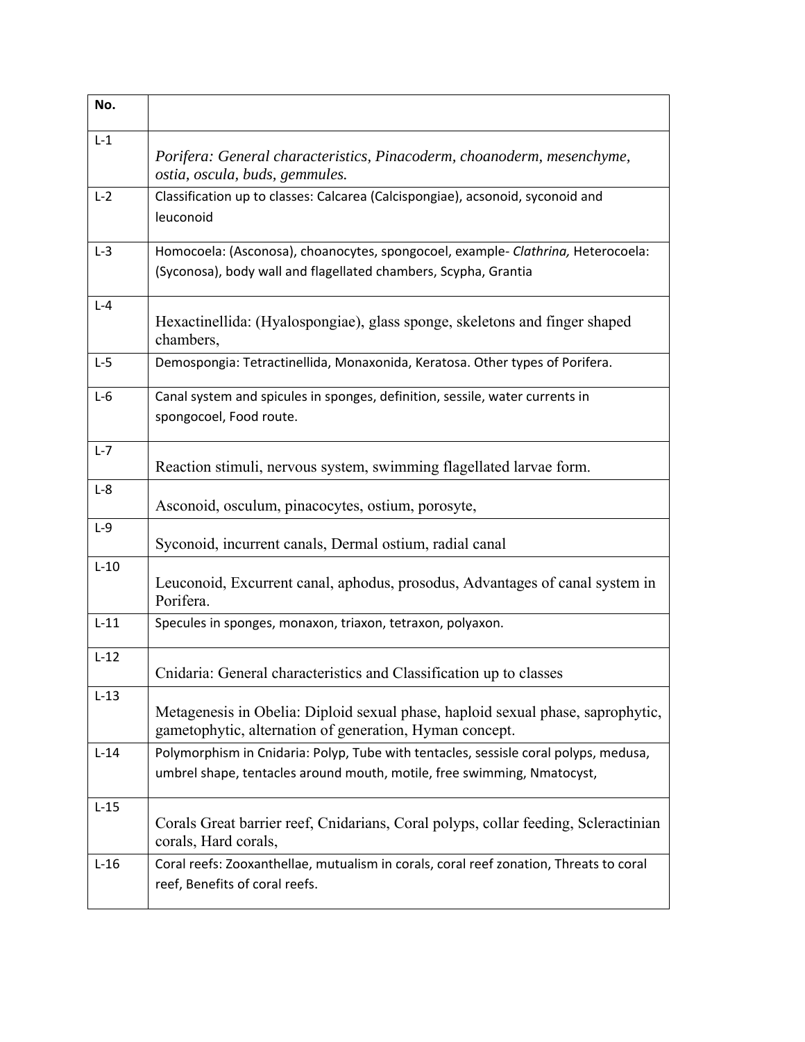| No. | |
|---|---|
| L-1 | *Porifera: General characteristics, Pinacoderm, choanoderm, mesenchyme, ostia, oscula, buds, gemmules.* |
| L-2 | Classification up to classes: Calcarea (Calcispongiae), acsonoid, syconoid and leuconoid |
| L-3 | Homocoela: (Asconosa), choanocytes, spongocoel, example- *Clathrina,* Heterocoela: (Syconosa), body wall and flagellated chambers, Scypha, Grantia |
| L-4 | Hexactinellida: (Hyalospongiae), glass sponge, skeletons and finger shaped chambers, |
| L-5 | Demospongia: Tetractinellida, Monaxonida, Keratosa. Other types of Porifera. |
| L-6 | Canal system and spicules in sponges, definition, sessile, water currents in spongocoel, Food route. |
| L-7 | Reaction stimuli, nervous system, swimming flagellated larvae form. |
| L-8 | Asconoid, osculum, pinacocytes, ostium, porosyte, |
| L-9 | Syconoid, incurrent canals, Dermal ostium, radial canal |
| L-10 | Leuconoid, Excurrent canal, aphodus, prosodus, Advantages of canal system in Porifera. |
| L-11 | Specules in sponges, monaxon, triaxon, tetraxon, polyaxon. |
| L-12 | Cnidaria: General characteristics and Classification up to classes |
| L-13 | Metagenesis in Obelia: Diploid sexual phase, haploid sexual phase, saprophytic, gametophytic, alternation of generation, Hyman concept. |
| L-14 | Polymorphism in Cnidaria: Polyp, Tube with tentacles, sessisle coral polyps, medusa, umbrel shape, tentacles around mouth, motile, free swimming, Nmatocyst, |
| L-15 | Corals Great barrier reef, Cnidarians, Coral polyps, collar feeding, Scleractinian corals, Hard corals, |
| L-16 | Coral reefs: Zooxanthellae, mutualism in corals, coral reef zonation, Threats to coral reef, Benefits of coral reefs. |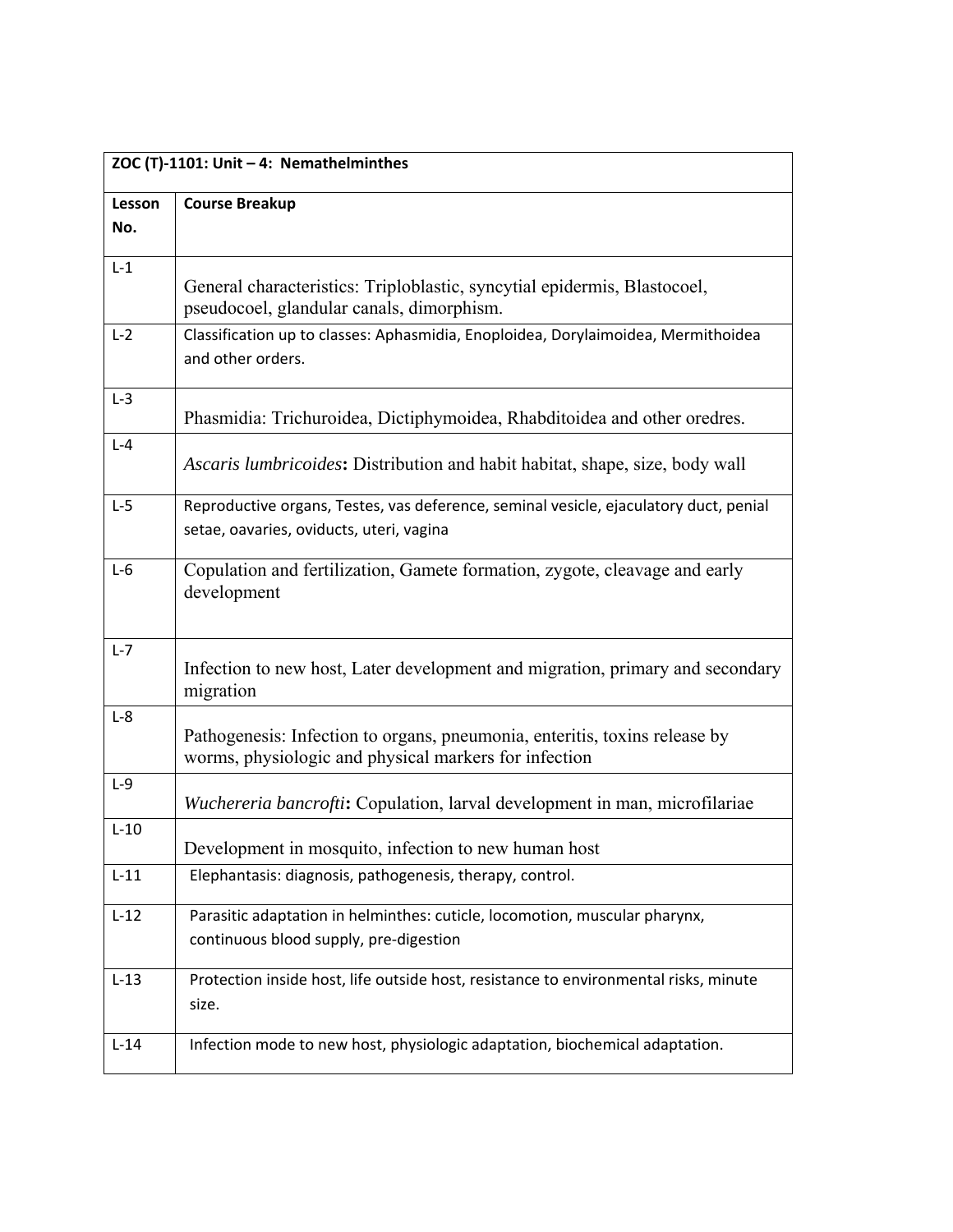| ZOC (T)-1101: Unit – 4: Nemathelminthes | |
|---|---|
| **Lesson No.** | **Course Breakup** |
| L-1 | General characteristics: Triploblastic, syncytial epidermis, Blastocoel, pseudocoel, glandular canals, dimorphism. |
| L-2 | Classification up to classes: Aphasmidia, Enoploidea, Dorylaimoidea, Mermithoidea and other orders. |
| L-3 | Phasmidia: Trichuroidea, Dictiphymoidea, Rhabditoidea and other oredres. |
| L-4 | *Ascaris lumbricoides***:** Distribution and habit habitat, shape, size, body wall |
| L-5 | Reproductive organs, Testes, vas deference, seminal vesicle, ejaculatory duct, penial setae, oavaries, oviducts, uteri, vagina |
| L-6 | Copulation and fertilization, Gamete formation, zygote, cleavage and early development |
| L-7 | Infection to new host, Later development and migration, primary and secondary migration |
| L-8 | Pathogenesis: Infection to organs, pneumonia, enteritis, toxins release by worms, physiologic and physical markers for infection |
| L-9 | *Wuchereria bancrofti***:** Copulation, larval development in man, microfilariae |
| L-10 | Development in mosquito, infection to new human host |
| L-11 | Elephantasis: diagnosis, pathogenesis, therapy, control. |
| L-12 | Parasitic adaptation in helminthes: cuticle, locomotion, muscular pharynx, continuous blood supply, pre-digestion |
| L-13 | Protection inside host, life outside host, resistance to environmental risks, minute size. |
| L-14 | Infection mode to new host, physiologic adaptation, biochemical adaptation. |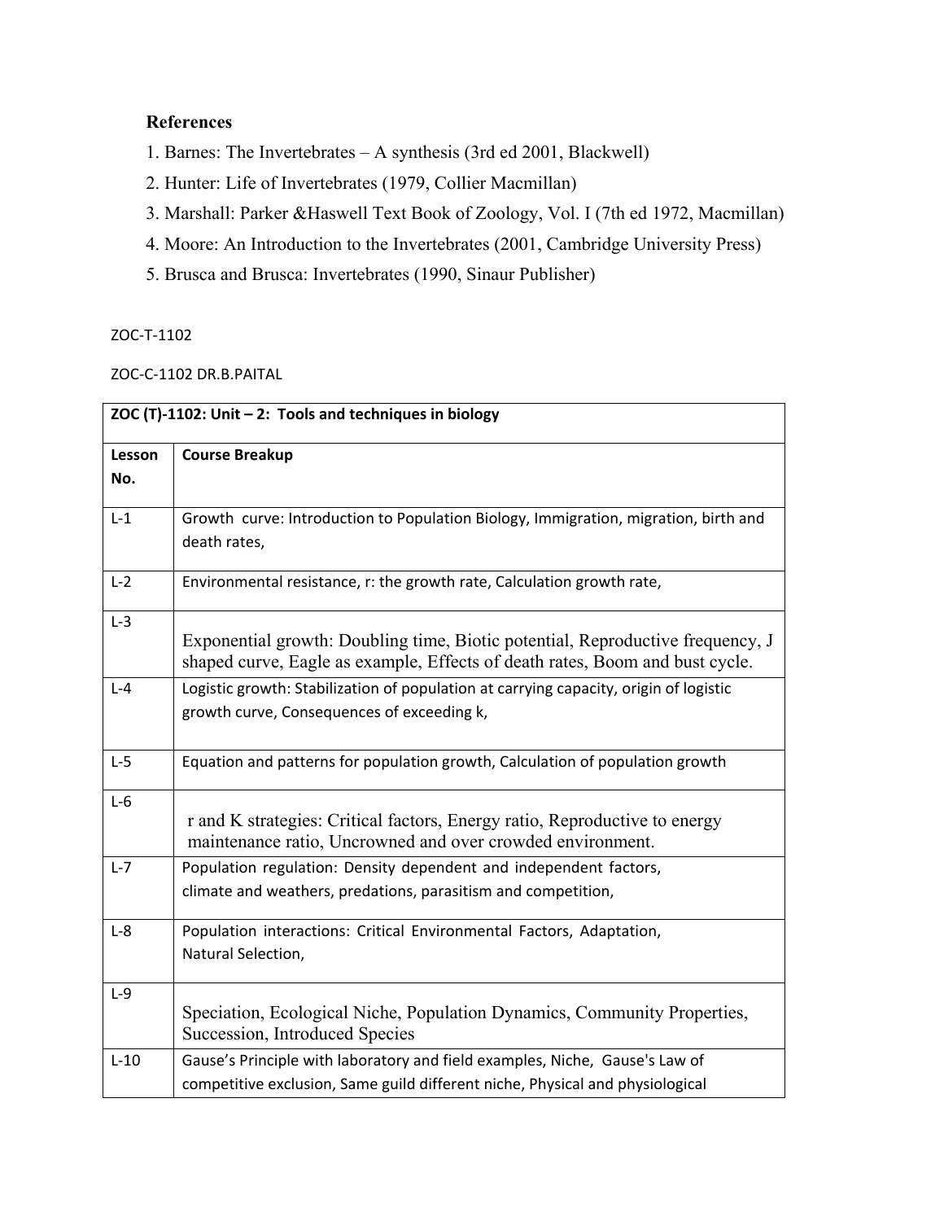**References**

1. Barnes: The Invertebrates – A synthesis (3rd ed 2001, Blackwell)
2. Hunter: Life of Invertebrates (1979, Collier Macmillan)
3. Marshall: Parker &Haswell Text Book of Zoology, Vol. I (7th ed 1972, Macmillan)
4. Moore: An Introduction to the Invertebrates (2001, Cambridge University Press)
5. Brusca and Brusca: Invertebrates (1990, Sinaur Publisher)

ZOC-T-1102

ZOC-C-1102 DR.B.PAITAL

| **ZOC (T)-1102: Unit – 2: Tools and techniques in biology** | |
|---|---|
| **Lesson No.** | **Course Breakup** |
| L-1 | Growth curve: Introduction to Population Biology, Immigration, migration, birth and death rates, |
| L-2 | Environmental resistance, r: the growth rate, Calculation growth rate, |
| L-3 | Exponential growth: Doubling time, Biotic potential, Reproductive frequency, J shaped curve, Eagle as example, Effects of death rates, Boom and bust cycle. |
| L-4 | Logistic growth: Stabilization of population at carrying capacity, origin of logistic growth curve, Consequences of exceeding k, |
| L-5 | Equation and patterns for population growth, Calculation of population growth |
| L-6 | r and K strategies: Critical factors, Energy ratio, Reproductive to energy maintenance ratio, Uncrowned and over crowded environment. |
| L-7 | Population regulation: Density dependent and independent factors, climate and weathers, predations, parasitism and competition, |
| L-8 | Population interactions: Critical Environmental Factors, Adaptation, Natural Selection, |
| L-9 | Speciation, Ecological Niche, Population Dynamics, Community Properties, Succession, Introduced Species |
| L-10 | Gause's Principle with laboratory and field examples, Niche, Gause's Law of competitive exclusion, Same guild different niche, Physical and physiological |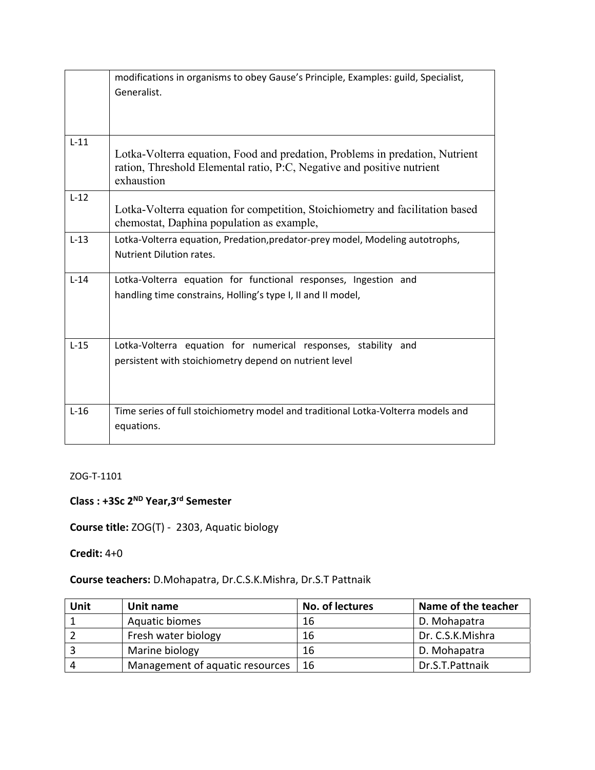|  | modifications in organisms to obey Gause's Principle, Examples: guild, Specialist, Generalist. |
| --- | --- |
| L-11 | Lotka-Volterra equation, Food and predation, Problems in predation, Nutrient ration, Threshold Elemental ratio, P:C, Negative and positive nutrient exhaustion |
| L-12 | Lotka-Volterra equation for competition, Stoichiometry and facilitation based chemostat, Daphina population as example, |
| L-13 | Lotka-Volterra equation, Predation,predator-prey model, Modeling autotrophs, Nutrient Dilution rates. |
| L-14 | Lotka-Volterra equation for functional responses, Ingestion and handling time constrains, Holling's type I, II and II model, |
| L-15 | Lotka-Volterra equation for numerical responses, stability and persistent with stoichiometry depend on nutrient level |
| L-16 | Time series of full stoichiometry model and traditional Lotka-Volterra models and equations. |

ZOG-T-1101

**Class : +3Sc 2ND Year,3rd Semester**

**Course title:** ZOG(T) - 2303, Aquatic biology

**Credit:** 4+0

**Course teachers:** D.Mohapatra, Dr.C.S.K.Mishra, Dr.S.T Pattnaik

| Unit | Unit name | No. of lectures | Name of the teacher |
| --- | --- | --- | --- |
| 1 | Aquatic biomes | 16 | D. Mohapatra |
| 2 | Fresh water biology | 16 | Dr. C.S.K.Mishra |
| 3 | Marine biology | 16 | D. Mohapatra |
| 4 | Management of aquatic resources | 16 | Dr.S.T.Pattnaik |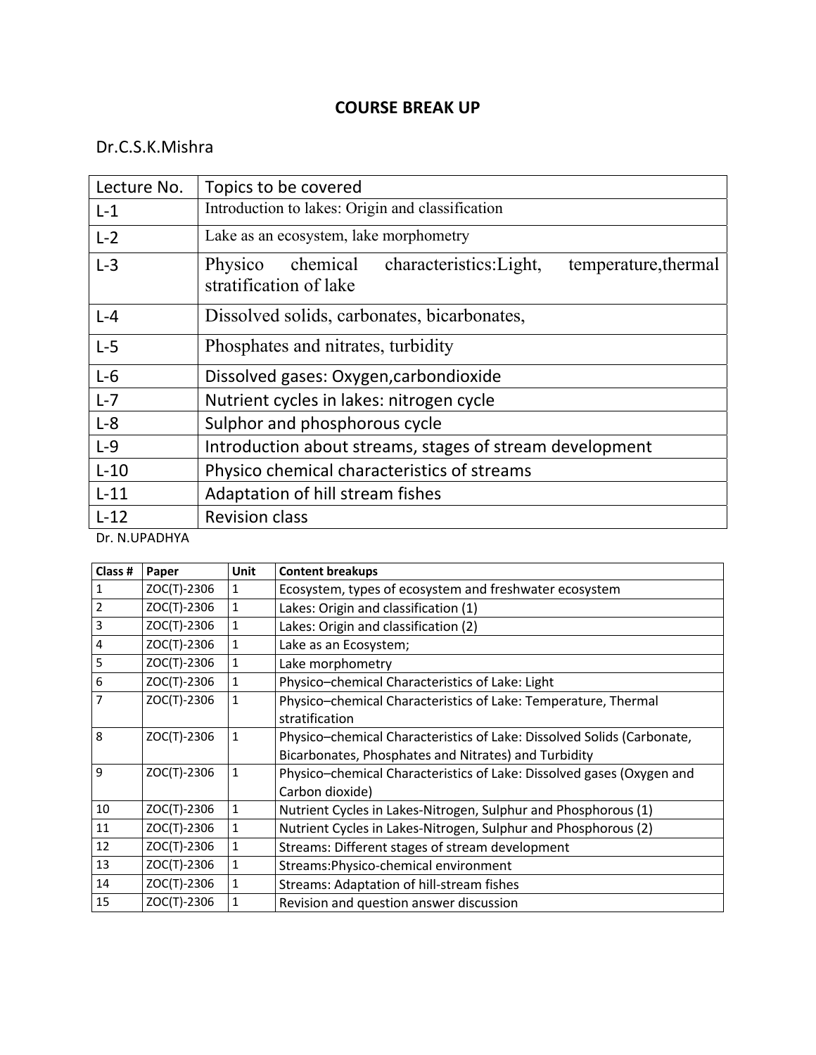# COURSE BREAK UP

Dr.C.S.K.Mishra

| Lecture No. | Topics to be covered |
|---|---|
| L-1 | Introduction to lakes: Origin and classification |
| L-2 | Lake as an ecosystem, lake morphometry |
| L-3 | Physico chemical characteristics:Light, temperature,thermal stratification of lake |
| L-4 | Dissolved solids, carbonates, bicarbonates, |
| L-5 | Phosphates and nitrates, turbidity |
| L-6 | Dissolved gases: Oxygen,carbondioxide |
| L-7 | Nutrient cycles in lakes: nitrogen cycle |
| L-8 | Sulphor and phosphorous cycle |
| L-9 | Introduction about streams, stages of stream development |
| L-10 | Physico chemical characteristics of streams |
| L-11 | Adaptation of hill stream fishes |
| L-12 | Revision class |

Dr. N.UPADHYA

| Class # | Paper | Unit | Content breakups |
|---|---|---|---|
| 1 | ZOC(T)-2306 | 1 | Ecosystem, types of ecosystem and freshwater ecosystem |
| 2 | ZOC(T)-2306 | 1 | Lakes: Origin and classification (1) |
| 3 | ZOC(T)-2306 | 1 | Lakes: Origin and classification (2) |
| 4 | ZOC(T)-2306 | 1 | Lake as an Ecosystem; |
| 5 | ZOC(T)-2306 | 1 | Lake morphometry |
| 6 | ZOC(T)-2306 | 1 | Physico–chemical Characteristics of Lake: Light |
| 7 | ZOC(T)-2306 | 1 | Physico–chemical Characteristics of Lake: Temperature, Thermal stratification |
| 8 | ZOC(T)-2306 | 1 | Physico–chemical Characteristics of Lake: Dissolved Solids (Carbonate, Bicarbonates, Phosphates and Nitrates) and Turbidity |
| 9 | ZOC(T)-2306 | 1 | Physico–chemical Characteristics of Lake: Dissolved gases (Oxygen and Carbon dioxide) |
| 10 | ZOC(T)-2306 | 1 | Nutrient Cycles in Lakes-Nitrogen, Sulphur and Phosphorous (1) |
| 11 | ZOC(T)-2306 | 1 | Nutrient Cycles in Lakes-Nitrogen, Sulphur and Phosphorous (2) |
| 12 | ZOC(T)-2306 | 1 | Streams: Different stages of stream development |
| 13 | ZOC(T)-2306 | 1 | Streams:Physico-chemical environment |
| 14 | ZOC(T)-2306 | 1 | Streams: Adaptation of hill-stream fishes |
| 15 | ZOC(T)-2306 | 1 | Revision and question answer discussion |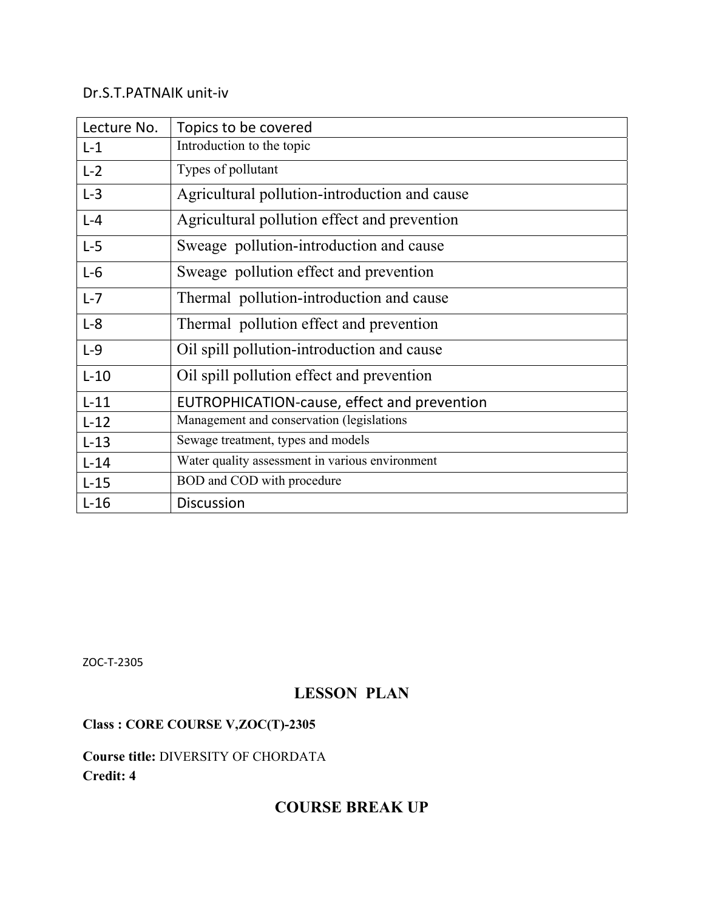Dr.S.T.PATNAIK unit-iv

| Lecture No. | Topics to be covered |
|---|---|
| L-1 | Introduction to the topic |
| L-2 | Types of pollutant |
| L-3 | Agricultural pollution-introduction and cause |
| L-4 | Agricultural pollution effect and prevention |
| L-5 | Sweage pollution-introduction and cause |
| L-6 | Sweage pollution effect and prevention |
| L-7 | Thermal pollution-introduction and cause |
| L-8 | Thermal pollution effect and prevention |
| L-9 | Oil spill pollution-introduction and cause |
| L-10 | Oil spill pollution effect and prevention |
| L-11 | EUTROPHICATION-cause, effect and prevention |
| L-12 | Management and conservation (legislations |
| L-13 | Sewage treatment, types and models |
| L-14 | Water quality assessment in various environment |
| L-15 | BOD and COD with procedure |
| L-16 | Discussion |

ZOC-T-2305

## LESSON PLAN

**Class : CORE COURSE V,ZOC(T)-2305**

**Course title:** DIVERSITY OF CHORDATA

**Credit: 4**

## COURSE BREAK UP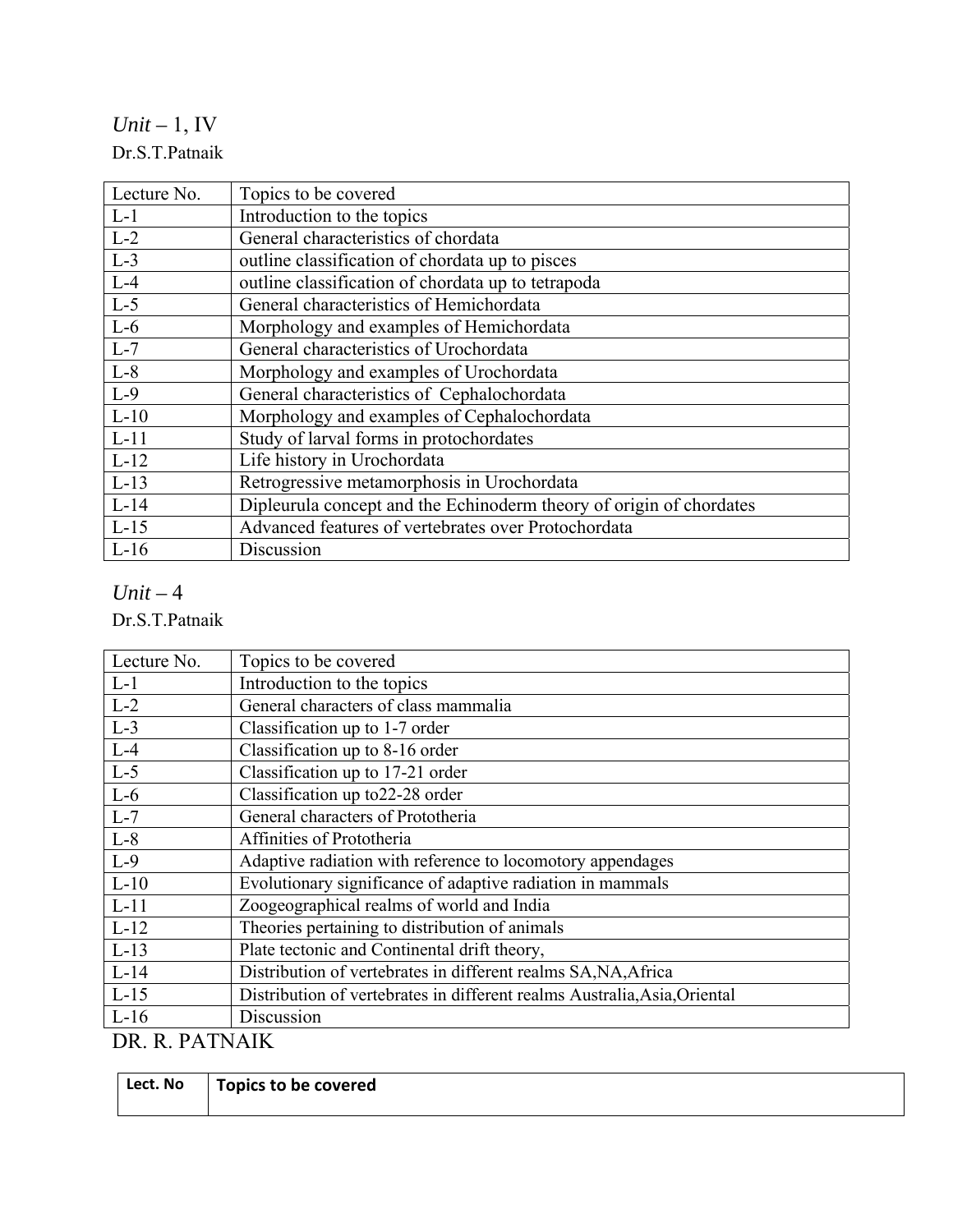*Unit* – 1, IV

Dr.S.T.Patnaik

| Lecture No. | Topics to be covered |
|---|---|
| L-1 | Introduction to the topics |
| L-2 | General characteristics of chordata |
| L-3 | outline classification of chordata up to pisces |
| L-4 | outline classification of chordata up to tetrapoda |
| L-5 | General characteristics of Hemichordata |
| L-6 | Morphology and examples of Hemichordata |
| L-7 | General characteristics of Urochordata |
| L-8 | Morphology and examples of Urochordata |
| L-9 | General characteristics of Cephalochordata |
| L-10 | Morphology and examples of Cephalochordata |
| L-11 | Study of larval forms in protochordates |
| L-12 | Life history in Urochordata |
| L-13 | Retrogressive metamorphosis in Urochordata |
| L-14 | Dipleurula concept and the Echinoderm theory of origin of chordates |
| L-15 | Advanced features of vertebrates over Protochordata |
| L-16 | Discussion |

*Unit* – 4

Dr.S.T.Patnaik

| Lecture No. | Topics to be covered |
|---|---|
| L-1 | Introduction to the topics |
| L-2 | General characters of class mammalia |
| L-3 | Classification up to 1-7 order |
| L-4 | Classification up to 8-16 order |
| L-5 | Classification up to 17-21 order |
| L-6 | Classification up to22-28 order |
| L-7 | General characters of Prototheria |
| L-8 | Affinities of Prototheria |
| L-9 | Adaptive radiation with reference to locomotory appendages |
| L-10 | Evolutionary significance of adaptive radiation in mammals |
| L-11 | Zoogeographical realms of world and India |
| L-12 | Theories pertaining to distribution of animals |
| L-13 | Plate tectonic and Continental drift theory, |
| L-14 | Distribution of vertebrates in different realms SA,NA,Africa |
| L-15 | Distribution of vertebrates in different realms Australia,Asia,Oriental |
| L-16 | Discussion |

DR. R. PATNAIK

| **Lect. No** | **Topics to be covered** |
|---|---|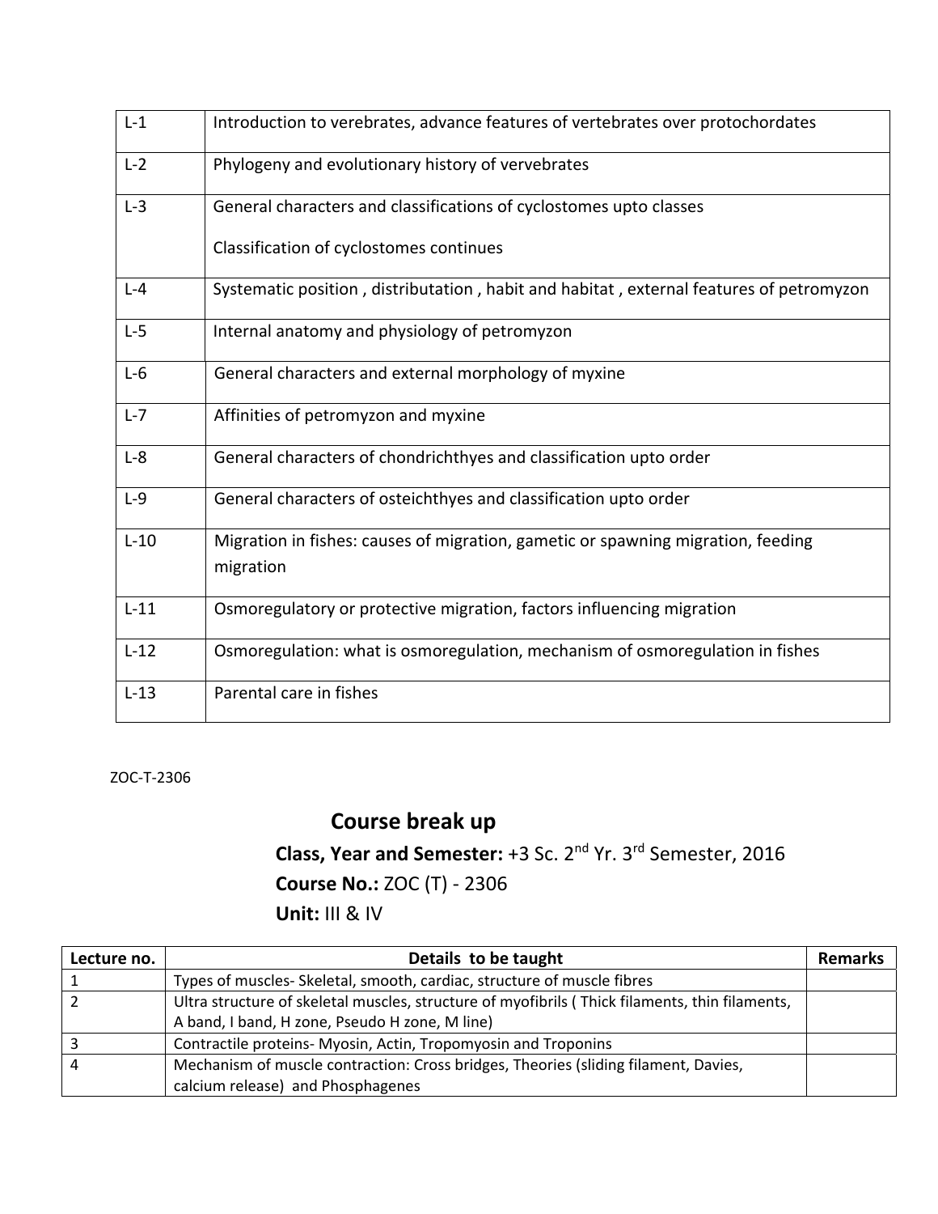| L-1 | Introduction to verebrates, advance features of vertebrates over protochordates |
|---|---|
| L-2 | Phylogeny and evolutionary history of vervebrates |
| L-3 | General characters and classifications of cyclostomes upto classes<br><br>Classification of cyclostomes continues |
| L-4 | Systematic position , distributation , habit and habitat , external features of petromyzon |
| L-5 | Internal anatomy and physiology of petromyzon |
| L-6 | General characters and external morphology of myxine |
| L-7 | Affinities of petromyzon and myxine |
| L-8 | General characters of chondrichthyes and classification upto order |
| L-9 | General characters of osteichthyes and classification upto order |
| L-10 | Migration in fishes: causes of migration, gametic or spawning migration, feeding migration |
| L-11 | Osmoregulatory or protective migration, factors influencing migration |
| L-12 | Osmoregulation: what is osmoregulation, mechanism of osmoregulation in fishes |
| L-13 | Parental care in fishes |

ZOC-T-2306

## Course break up

**Class, Year and Semester:** +3 Sc. 2nd Yr. 3rd Semester, 2016

**Course No.:** ZOC (T) - 2306

**Unit:** III & IV

| Lecture no. | Details to be taught | Remarks |
|---|---|---|
| 1 | Types of muscles- Skeletal, smooth, cardiac, structure of muscle fibres | |
| 2 | Ultra structure of skeletal muscles, structure of myofibrils ( Thick filaments, thin filaments, A band, I band, H zone, Pseudo H zone, M line) | |
| 3 | Contractile proteins- Myosin, Actin, Tropomyosin and Troponins | |
| 4 | Mechanism of muscle contraction: Cross bridges, Theories (sliding filament, Davies, calcium release) and Phosphagenes | |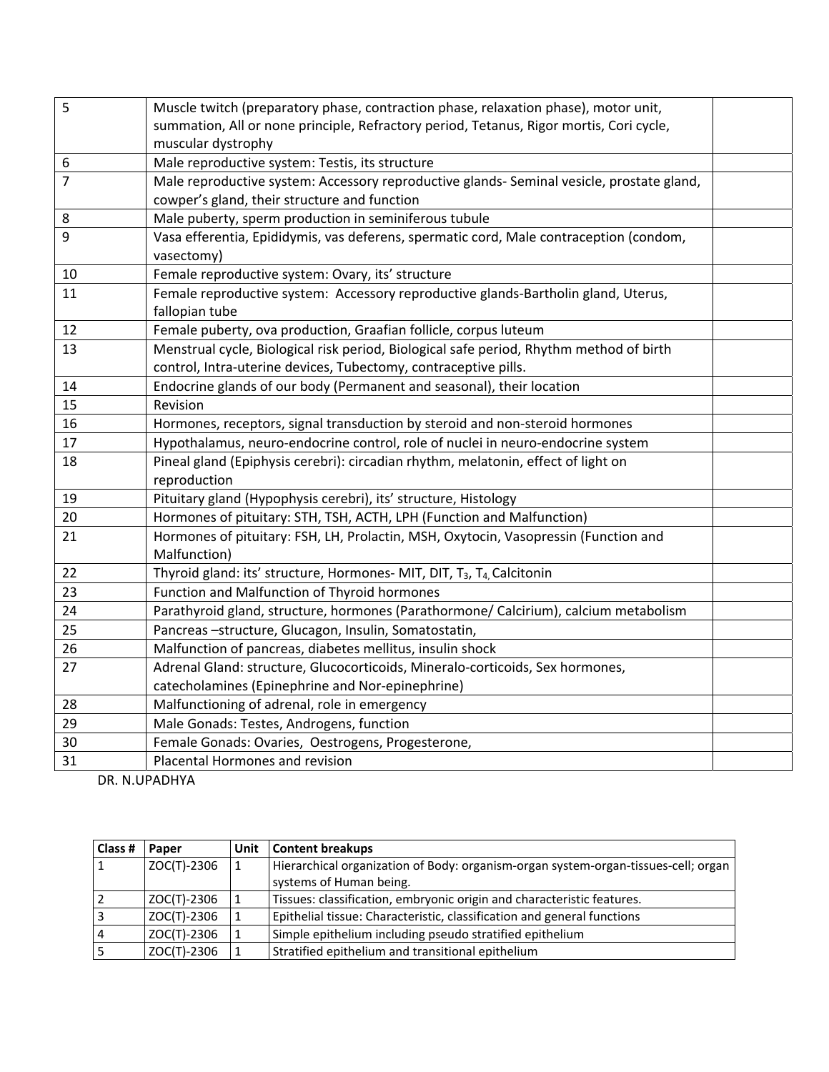| | | |
|---|---|---|
| 5 | Muscle twitch (preparatory phase, contraction phase, relaxation phase), motor unit, summation, All or none principle, Refractory period, Tetanus, Rigor mortis, Cori cycle, muscular dystrophy | |
| 6 | Male reproductive system: Testis, its structure | |
| 7 | Male reproductive system: Accessory reproductive glands- Seminal vesicle, prostate gland, cowper's gland, their structure and function | |
| 8 | Male puberty, sperm production in seminiferous tubule | |
| 9 | Vasa efferentia, Epididymis, vas deferens, spermatic cord, Male contraception (condom, vasectomy) | |
| 10 | Female reproductive system: Ovary, its' structure | |
| 11 | Female reproductive system: Accessory reproductive glands-Bartholin gland, Uterus, fallopian tube | |
| 12 | Female puberty, ova production, Graafian follicle, corpus luteum | |
| 13 | Menstrual cycle, Biological risk period, Biological safe period, Rhythm method of birth control, Intra-uterine devices, Tubectomy, contraceptive pills. | |
| 14 | Endocrine glands of our body (Permanent and seasonal), their location | |
| 15 | Revision | |
| 16 | Hormones, receptors, signal transduction by steroid and non-steroid hormones | |
| 17 | Hypothalamus, neuro-endocrine control, role of nuclei in neuro-endocrine system | |
| 18 | Pineal gland (Epiphysis cerebri): circadian rhythm, melatonin, effect of light on reproduction | |
| 19 | Pituitary gland (Hypophysis cerebri), its' structure, Histology | |
| 20 | Hormones of pituitary: STH, TSH, ACTH, LPH (Function and Malfunction) | |
| 21 | Hormones of pituitary: FSH, LH, Prolactin, MSH, Oxytocin, Vasopressin (Function and Malfunction) | |
| 22 | Thyroid gland: its' structure, Hormones- MIT, DIT, $T_3$, $T_4$, Calcitonin | |
| 23 | Function and Malfunction of Thyroid hormones | |
| 24 | Parathyroid gland, structure, hormones (Parathormone/ Calcirium), calcium metabolism | |
| 25 | Pancreas –structure, Glucagon, Insulin, Somatostatin, | |
| 26 | Malfunction of pancreas, diabetes mellitus, insulin shock | |
| 27 | Adrenal Gland: structure, Glucocorticoids, Mineralo-corticoids, Sex hormones, catecholamines (Epinephrine and Nor-epinephrine) | |
| 28 | Malfunctioning of adrenal, role in emergency | |
| 29 | Male Gonads: Testes, Androgens, function | |
| 30 | Female Gonads: Ovaries, Oestrogens, Progesterone, | |
| 31 | Placental Hormones and revision | |

DR. N.UPADHYA

| Class # | Paper | Unit | Content breakups |
|---|---|---|---|
| 1 | ZOC(T)-2306 | 1 | Hierarchical organization of Body: organism-organ system-organ-tissues-cell; organ systems of Human being. |
| 2 | ZOC(T)-2306 | 1 | Tissues: classification, embryonic origin and characteristic features. |
| 3 | ZOC(T)-2306 | 1 | Epithelial tissue: Characteristic, classification and general functions |
| 4 | ZOC(T)-2306 | 1 | Simple epithelium including pseudo stratified epithelium |
| 5 | ZOC(T)-2306 | 1 | Stratified epithelium and transitional epithelium |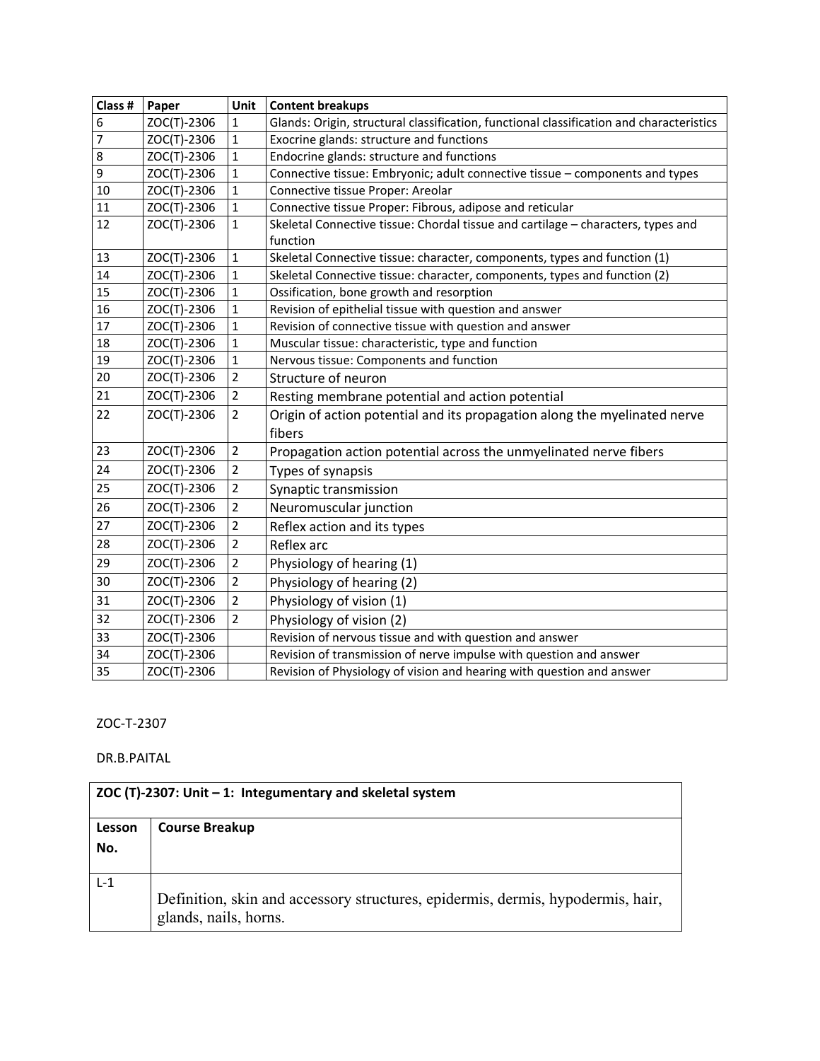| Class # | Paper | Unit | Content breakups |
|---|---|---|---|
| 6 | ZOC(T)-2306 | 1 | Glands: Origin, structural classification, functional classification and characteristics |
| 7 | ZOC(T)-2306 | 1 | Exocrine glands: structure and functions |
| 8 | ZOC(T)-2306 | 1 | Endocrine glands: structure and functions |
| 9 | ZOC(T)-2306 | 1 | Connective tissue: Embryonic; adult connective tissue – components and types |
| 10 | ZOC(T)-2306 | 1 | Connective tissue Proper: Areolar |
| 11 | ZOC(T)-2306 | 1 | Connective tissue Proper: Fibrous, adipose and reticular |
| 12 | ZOC(T)-2306 | 1 | Skeletal Connective tissue: Chordal tissue and cartilage – characters, types and function |
| 13 | ZOC(T)-2306 | 1 | Skeletal Connective tissue: character, components, types and function (1) |
| 14 | ZOC(T)-2306 | 1 | Skeletal Connective tissue: character, components, types and function (2) |
| 15 | ZOC(T)-2306 | 1 | Ossification, bone growth and resorption |
| 16 | ZOC(T)-2306 | 1 | Revision of epithelial tissue with question and answer |
| 17 | ZOC(T)-2306 | 1 | Revision of connective tissue with question and answer |
| 18 | ZOC(T)-2306 | 1 | Muscular tissue: characteristic, type and function |
| 19 | ZOC(T)-2306 | 1 | Nervous tissue: Components and function |
| 20 | ZOC(T)-2306 | 2 | Structure of neuron |
| 21 | ZOC(T)-2306 | 2 | Resting membrane potential and action potential |
| 22 | ZOC(T)-2306 | 2 | Origin of action potential and its propagation along the myelinated nerve fibers |
| 23 | ZOC(T)-2306 | 2 | Propagation action potential across the unmyelinated nerve fibers |
| 24 | ZOC(T)-2306 | 2 | Types of synapsis |
| 25 | ZOC(T)-2306 | 2 | Synaptic transmission |
| 26 | ZOC(T)-2306 | 2 | Neuromuscular junction |
| 27 | ZOC(T)-2306 | 2 | Reflex action and its types |
| 28 | ZOC(T)-2306 | 2 | Reflex arc |
| 29 | ZOC(T)-2306 | 2 | Physiology of hearing (1) |
| 30 | ZOC(T)-2306 | 2 | Physiology of hearing (2) |
| 31 | ZOC(T)-2306 | 2 | Physiology of vision (1) |
| 32 | ZOC(T)-2306 | 2 | Physiology of vision (2) |
| 33 | ZOC(T)-2306 | | Revision of nervous tissue and with question and answer |
| 34 | ZOC(T)-2306 | | Revision of transmission of nerve impulse with question and answer |
| 35 | ZOC(T)-2306 | | Revision of Physiology of vision and hearing with question and answer |

ZOC-T-2307

DR.B.PAITAL

| **ZOC (T)-2307: Unit – 1: Integumentary and skeletal system** | |
|---|---|
| **Lesson No.** | **Course Breakup** |
| L-1 | Definition, skin and accessory structures, epidermis, dermis, hypodermis, hair, glands, nails, horns. |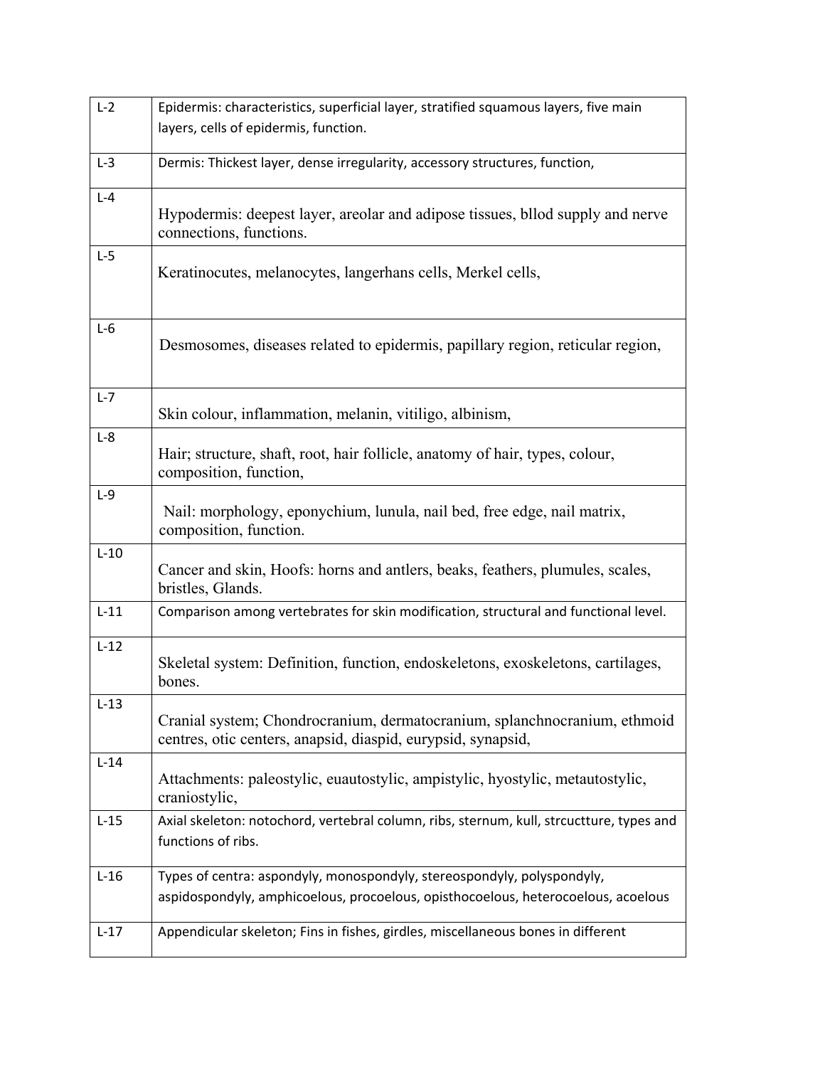| L-2 | Epidermis: characteristics, superficial layer, stratified squamous layers, five main layers, cells of epidermis, function. |
| --- | --- |
| L-3 | Dermis: Thickest layer, dense irregularity, accessory structures, function, |
| L-4 | Hypodermis: deepest layer, areolar and adipose tissues, bllod supply and nerve connections, functions. |
| L-5 | Keratinocutes, melanocytes, langerhans cells, Merkel cells, |
| L-6 | Desmosomes, diseases related to epidermis, papillary region, reticular region, |
| L-7 | Skin colour, inflammation, melanin, vitiligo, albinism, |
| L-8 | Hair; structure, shaft, root, hair follicle, anatomy of hair, types, colour, composition, function, |
| L-9 | Nail: morphology, eponychium, lunula, nail bed, free edge, nail matrix, composition, function. |
| L-10 | Cancer and skin, Hoofs: horns and antlers, beaks, feathers, plumules, scales, bristles, Glands. |
| L-11 | Comparison among vertebrates for skin modification, structural and functional level. |
| L-12 | Skeletal system: Definition, function, endoskeletons, exoskeletons, cartilages, bones. |
| L-13 | Cranial system; Chondrocranium, dermatocranium, splanchnocranium, ethmoid centres, otic centers, anapsid, diaspid, eurypsid, synapsid, |
| L-14 | Attachments: paleostylic, euautostylic, ampistylic, hyostylic, metautostylic, craniostylic, |
| L-15 | Axial skeleton: notochord, vertebral column, ribs, sternum, kull, strcuctture, types and functions of ribs. |
| L-16 | Types of centra: aspondyly, monospondyly, stereospondyly, polyspondyly, aspidospondyly, amphicoelous, procoelous, opisthocoelous, heterocoelous, acoelous |
| L-17 | Appendicular skeleton; Fins in fishes, girdles, miscellaneous bones in different |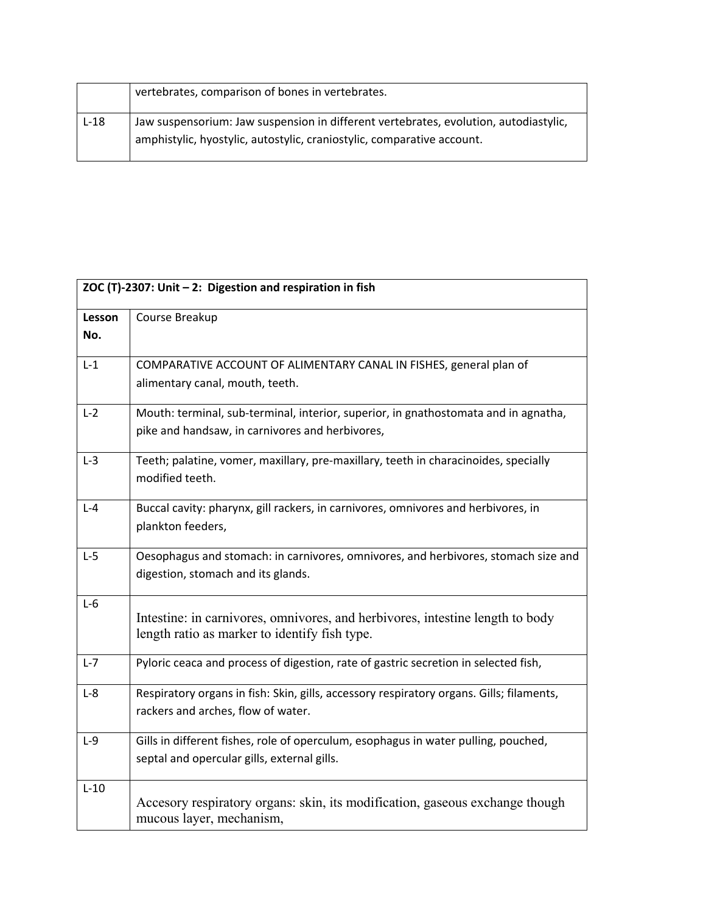| | |
|---|---|
| | vertebrates, comparison of bones in vertebrates. |
| L-18 | Jaw suspensorium: Jaw suspension in different vertebrates, evolution, autodiastylic, amphistylic, hyostylic, autostylic, craniostylic, comparative account. |

| **ZOC (T)-2307: Unit – 2: Digestion and respiration in fish** | |
|---|---|
| **Lesson No.** | Course Breakup |
| L-1 | COMPARATIVE ACCOUNT OF ALIMENTARY CANAL IN FISHES, general plan of alimentary canal, mouth, teeth. |
| L-2 | Mouth: terminal, sub-terminal, interior, superior, in gnathostomata and in agnatha, pike and handsaw, in carnivores and herbivores, |
| L-3 | Teeth; palatine, vomer, maxillary, pre-maxillary, teeth in characinoides, specially modified teeth. |
| L-4 | Buccal cavity: pharynx, gill rackers, in carnivores, omnivores and herbivores, in plankton feeders, |
| L-5 | Oesophagus and stomach: in carnivores, omnivores, and herbivores, stomach size and digestion, stomach and its glands. |
| L-6 | Intestine: in carnivores, omnivores, and herbivores, intestine length to body length ratio as marker to identify fish type. |
| L-7 | Pyloric ceaca and process of digestion, rate of gastric secretion in selected fish, |
| L-8 | Respiratory organs in fish: Skin, gills, accessory respiratory organs. Gills; filaments, rackers and arches, flow of water. |
| L-9 | Gills in different fishes, role of operculum, esophagus in water pulling, pouched, septal and opercular gills, external gills. |
| L-10 | Accesory respiratory organs: skin, its modification, gaseous exchange though mucous layer, mechanism, |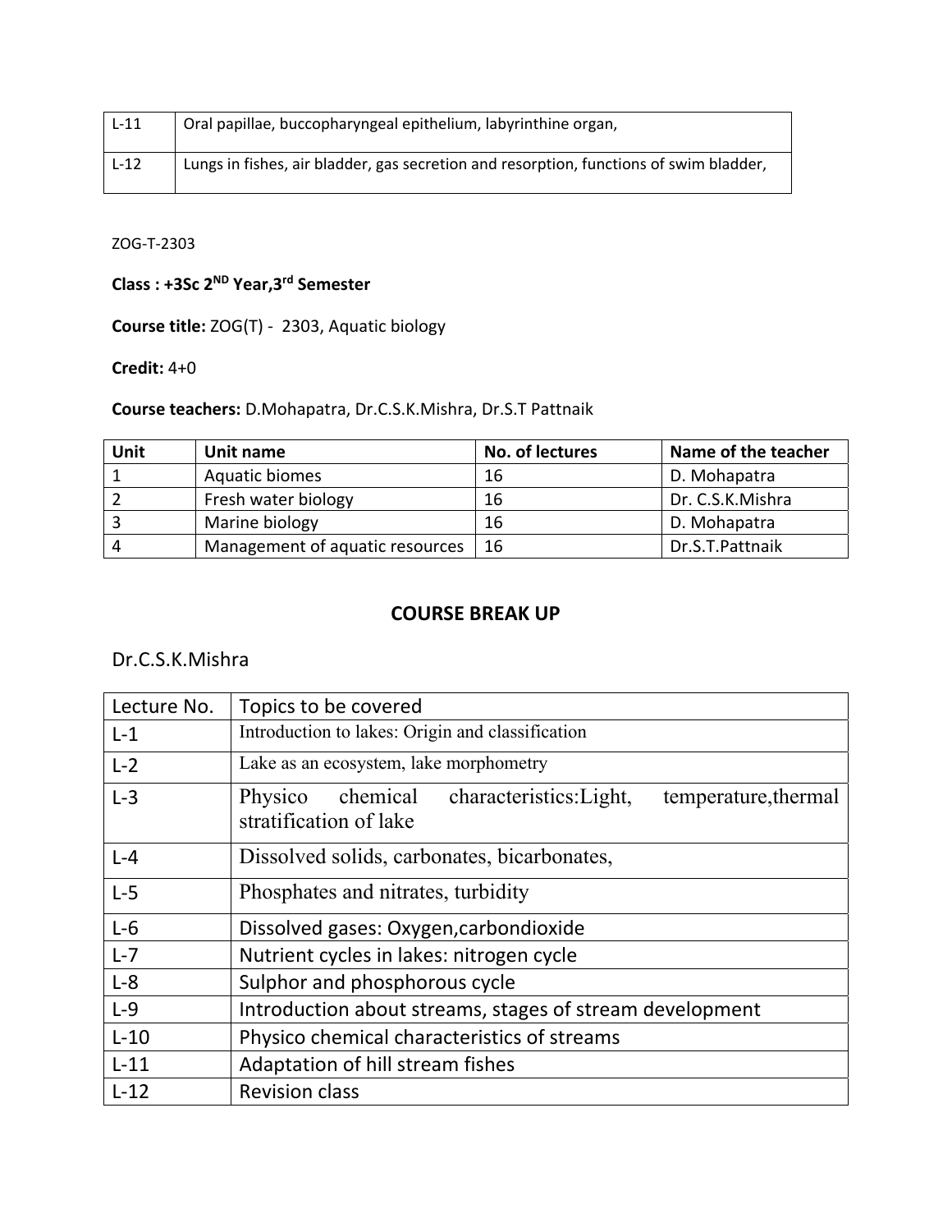| L-11 | Oral papillae, buccopharyngeal epithelium, labyrinthine organ, |
|---|---|
| L-12 | Lungs in fishes, air bladder, gas secretion and resorption, functions of swim bladder, |

ZOG-T-2303

**Class : +3Sc 2ND Year,3rd Semester**

**Course title:** ZOG(T) - 2303, Aquatic biology

**Credit:** 4+0

**Course teachers:** D.Mohapatra, Dr.C.S.K.Mishra, Dr.S.T Pattnaik

| Unit | Unit name | No. of lectures | Name of the teacher |
|---|---|---|---|
| 1 | Aquatic biomes | 16 | D. Mohapatra |
| 2 | Fresh water biology | 16 | Dr. C.S.K.Mishra |
| 3 | Marine biology | 16 | D. Mohapatra |
| 4 | Management of aquatic resources | 16 | Dr.S.T.Pattnaik |

## COURSE BREAK UP

Dr.C.S.K.Mishra

| Lecture No. | Topics to be covered |
|---|---|
| L-1 | Introduction to lakes: Origin and classification |
| L-2 | Lake as an ecosystem, lake morphometry |
| L-3 | Physico chemical characteristics:Light, temperature,thermal stratification of lake |
| L-4 | Dissolved solids, carbonates, bicarbonates, |
| L-5 | Phosphates and nitrates, turbidity |
| L-6 | Dissolved gases: Oxygen,carbondioxide |
| L-7 | Nutrient cycles in lakes: nitrogen cycle |
| L-8 | Sulphor and phosphorous cycle |
| L-9 | Introduction about streams, stages of stream development |
| L-10 | Physico chemical characteristics of streams |
| L-11 | Adaptation of hill stream fishes |
| L-12 | Revision class |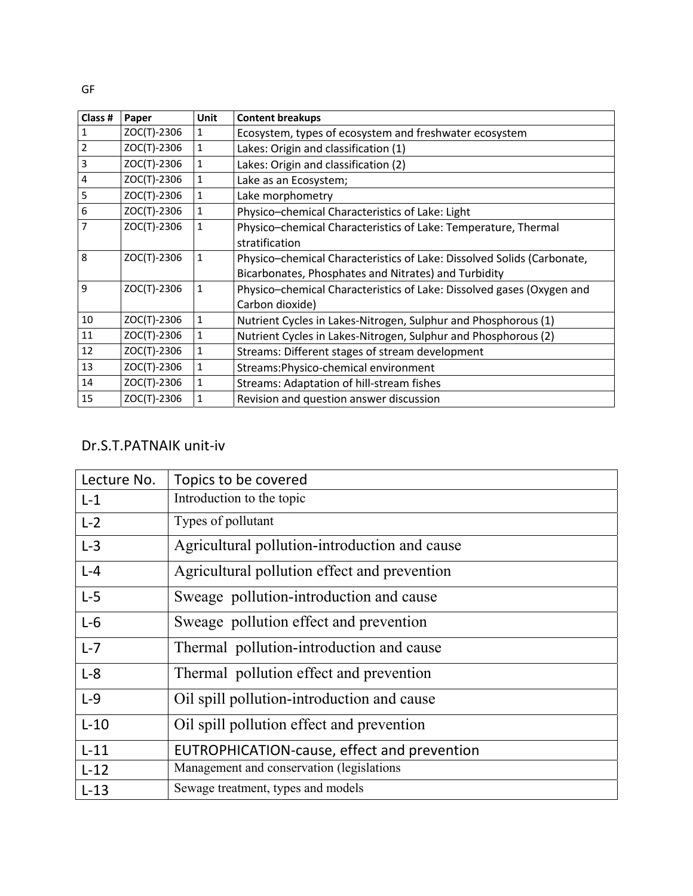GF

| Class # | Paper | Unit | Content breakups |
|---|---|---|---|
| 1 | ZOC(T)-2306 | 1 | Ecosystem, types of ecosystem and freshwater ecosystem |
| 2 | ZOC(T)-2306 | 1 | Lakes: Origin and classification (1) |
| 3 | ZOC(T)-2306 | 1 | Lakes: Origin and classification (2) |
| 4 | ZOC(T)-2306 | 1 | Lake as an Ecosystem; |
| 5 | ZOC(T)-2306 | 1 | Lake morphometry |
| 6 | ZOC(T)-2306 | 1 | Physico–chemical Characteristics of Lake: Light |
| 7 | ZOC(T)-2306 | 1 | Physico–chemical Characteristics of Lake: Temperature, Thermal stratification |
| 8 | ZOC(T)-2306 | 1 | Physico–chemical Characteristics of Lake: Dissolved Solids (Carbonate, Bicarbonates, Phosphates and Nitrates) and Turbidity |
| 9 | ZOC(T)-2306 | 1 | Physico–chemical Characteristics of Lake: Dissolved gases (Oxygen and Carbon dioxide) |
| 10 | ZOC(T)-2306 | 1 | Nutrient Cycles in Lakes-Nitrogen, Sulphur and Phosphorous (1) |
| 11 | ZOC(T)-2306 | 1 | Nutrient Cycles in Lakes-Nitrogen, Sulphur and Phosphorous (2) |
| 12 | ZOC(T)-2306 | 1 | Streams: Different stages of stream development |
| 13 | ZOC(T)-2306 | 1 | Streams:Physico-chemical environment |
| 14 | ZOC(T)-2306 | 1 | Streams: Adaptation of hill-stream fishes |
| 15 | ZOC(T)-2306 | 1 | Revision and question answer discussion |

Dr.S.T.PATNAIK unit-iv

| Lecture No. | Topics to be covered |
|---|---|
| L-1 | Introduction to the topic |
| L-2 | Types of pollutant |
| L-3 | Agricultural pollution-introduction and cause |
| L-4 | Agricultural pollution effect and prevention |
| L-5 | Sweage pollution-introduction and cause |
| L-6 | Sweage pollution effect and prevention |
| L-7 | Thermal pollution-introduction and cause |
| L-8 | Thermal pollution effect and prevention |
| L-9 | Oil spill pollution-introduction and cause |
| L-10 | Oil spill pollution effect and prevention |
| L-11 | EUTROPHICATION-cause, effect and prevention |
| L-12 | Management and conservation (legislations |
| L-13 | Sewage treatment, types and models |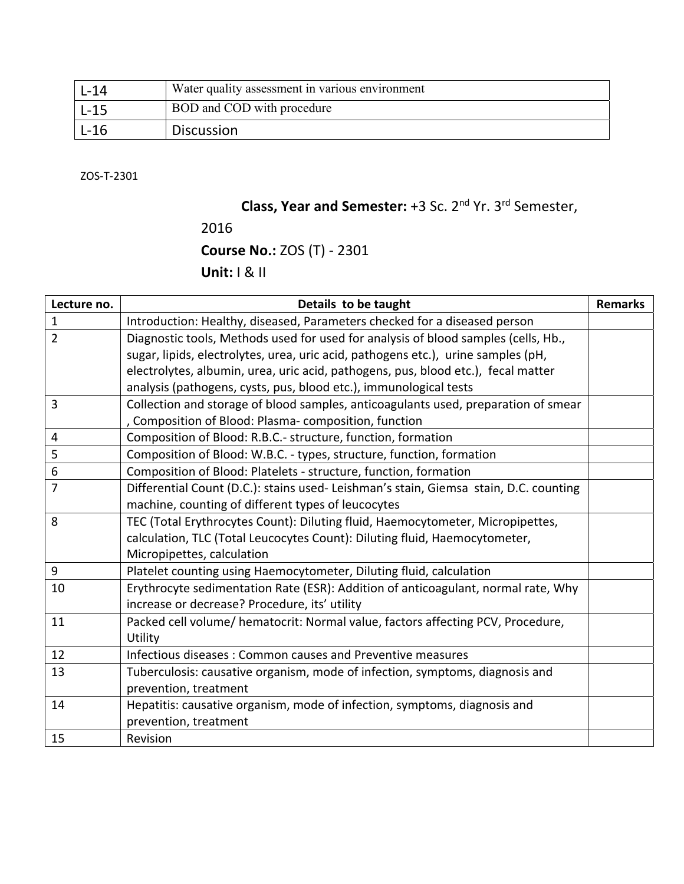| L-14 | Water quality assessment in various environment |
|---|---|
| L-15 | BOD and COD with procedure |
| L-16 | Discussion |

ZOS-T-2301

**Class, Year and Semester:** +3 Sc. 2nd Yr. 3rd Semester, 2016

**Course No.:** ZOS (T) - 2301

**Unit:** I & II

| Lecture no. | Details to be taught | Remarks |
|---|---|---|
| 1 | Introduction: Healthy, diseased, Parameters checked for a diseased person | |
| 2 | Diagnostic tools, Methods used for used for analysis of blood samples (cells, Hb., sugar, lipids, electrolytes, urea, uric acid, pathogens etc.), urine samples (pH, electrolytes, albumin, urea, uric acid, pathogens, pus, blood etc.), fecal matter analysis (pathogens, cysts, pus, blood etc.), immunological tests | |
| 3 | Collection and storage of blood samples, anticoagulants used, preparation of smear , Composition of Blood: Plasma- composition, function | |
| 4 | Composition of Blood: R.B.C.- structure, function, formation | |
| 5 | Composition of Blood: W.B.C. - types, structure, function, formation | |
| 6 | Composition of Blood: Platelets - structure, function, formation | |
| 7 | Differential Count (D.C.): stains used- Leishman's stain, Giemsa stain, D.C. counting machine, counting of different types of leucocytes | |
| 8 | TEC (Total Erythrocytes Count): Diluting fluid, Haemocytometer, Micropipettes, calculation, TLC (Total Leucocytes Count): Diluting fluid, Haemocytometer, Micropipettes, calculation | |
| 9 | Platelet counting using Haemocytometer, Diluting fluid, calculation | |
| 10 | Erythrocyte sedimentation Rate (ESR): Addition of anticoagulant, normal rate, Why increase or decrease? Procedure, its' utility | |
| 11 | Packed cell volume/ hematocrit: Normal value, factors affecting PCV, Procedure, Utility | |
| 12 | Infectious diseases : Common causes and Preventive measures | |
| 13 | Tuberculosis: causative organism, mode of infection, symptoms, diagnosis and prevention, treatment | |
| 14 | Hepatitis: causative organism, mode of infection, symptoms, diagnosis and prevention, treatment | |
| 15 | Revision | |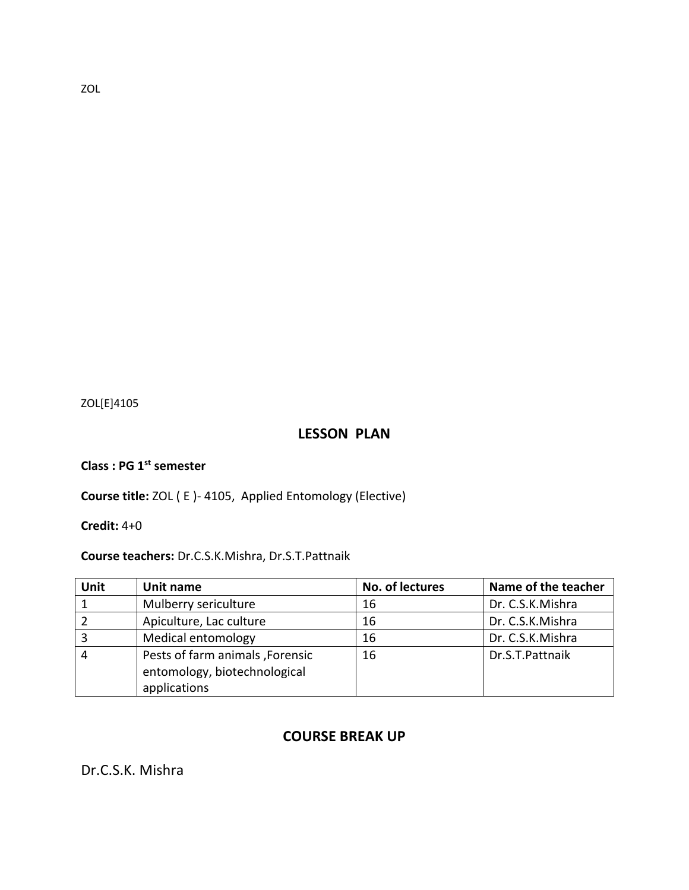ZOL

ZOL[E]4105

## LESSON PLAN

**Class : PG 1st semester**

**Course title:** ZOL ( E )- 4105, Applied Entomology (Elective)

**Credit:** 4+0

**Course teachers:** Dr.C.S.K.Mishra, Dr.S.T.Pattnaik

| Unit | Unit name | No. of lectures | Name of the teacher |
|---|---|---|---|
| 1 | Mulberry sericulture | 16 | Dr. C.S.K.Mishra |
| 2 | Apiculture, Lac culture | 16 | Dr. C.S.K.Mishra |
| 3 | Medical entomology | 16 | Dr. C.S.K.Mishra |
| 4 | Pests of farm animals ,Forensic entomology, biotechnological applications | 16 | Dr.S.T.Pattnaik |

## COURSE BREAK UP

Dr.C.S.K. Mishra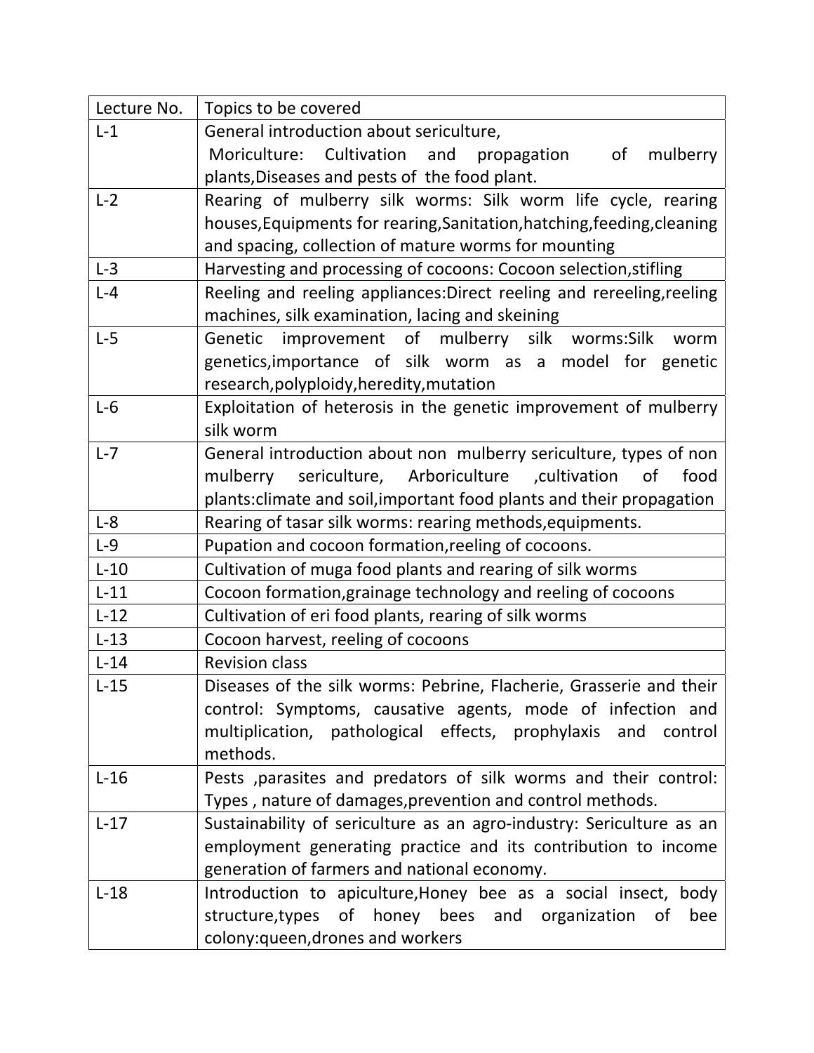| Lecture No. | Topics to be covered |
|---|---|
| L-1 | General introduction about sericulture, Moriculture: Cultivation and propagation of mulberry plants,Diseases and pests of the food plant. |
| L-2 | Rearing of mulberry silk worms: Silk worm life cycle, rearing houses,Equipments for rearing,Sanitation,hatching,feeding,cleaning and spacing, collection of mature worms for mounting |
| L-3 | Harvesting and processing of cocoons: Cocoon selection,stifling |
| L-4 | Reeling and reeling appliances:Direct reeling and rereeling,reeling machines, silk examination, lacing and skeining |
| L-5 | Genetic improvement of mulberry silk worms:Silk worm genetics,importance of silk worm as a model for genetic research,polyploidy,heredity,mutation |
| L-6 | Exploitation of heterosis in the genetic improvement of mulberry silk worm |
| L-7 | General introduction about non mulberry sericulture, types of non mulberry sericulture, Arboriculture ,cultivation of food plants:climate and soil,important food plants and their propagation |
| L-8 | Rearing of tasar silk worms: rearing methods,equipments. |
| L-9 | Pupation and cocoon formation,reeling of cocoons. |
| L-10 | Cultivation of muga food plants and rearing of silk worms |
| L-11 | Cocoon formation,grainage technology and reeling of cocoons |
| L-12 | Cultivation of eri food plants, rearing of silk worms |
| L-13 | Cocoon harvest, reeling of cocoons |
| L-14 | Revision class |
| L-15 | Diseases of the silk worms: Pebrine, Flacherie, Grasserie and their control: Symptoms, causative agents, mode of infection and multiplication, pathological effects, prophylaxis and control methods. |
| L-16 | Pests ,parasites and predators of silk worms and their control: Types , nature of damages,prevention and control methods. |
| L-17 | Sustainability of sericulture as an agro-industry: Sericulture as an employment generating practice and its contribution to income generation of farmers and national economy. |
| L-18 | Introduction to apiculture,Honey bee as a social insect, body structure,types of honey bees and organization of bee colony:queen,drones and workers |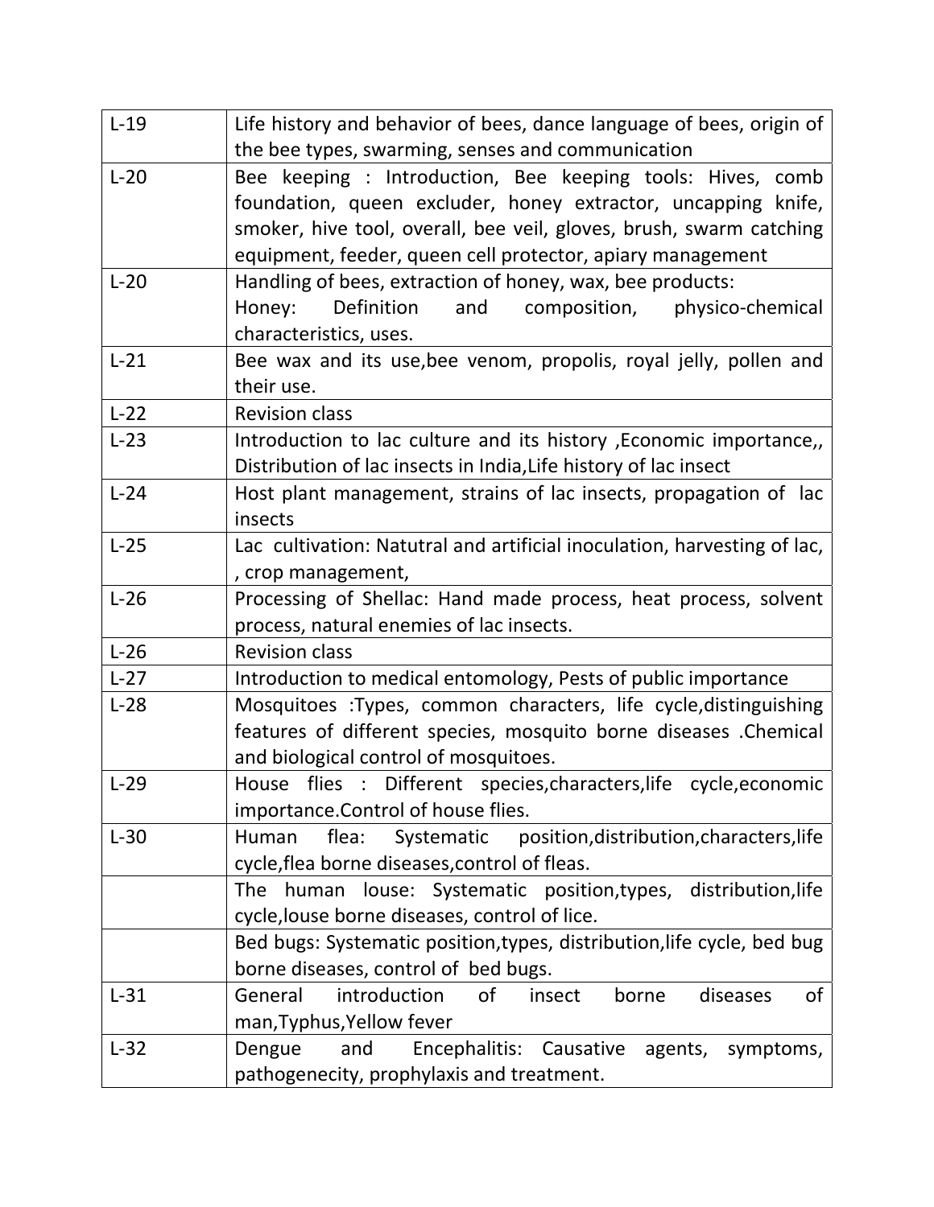| | |
|---|---|
| L-19 | Life history and behavior of bees, dance language of bees, origin of the bee types, swarming, senses and communication |
| L-20 | Bee keeping : Introduction, Bee keeping tools: Hives, comb foundation, queen excluder, honey extractor, uncapping knife, smoker, hive tool, overall, bee veil, gloves, brush, swarm catching equipment, feeder, queen cell protector, apiary management |
| L-20 | Handling of bees, extraction of honey, wax, bee products: Honey: Definition and composition, physico-chemical characteristics, uses. |
| L-21 | Bee wax and its use,bee venom, propolis, royal jelly, pollen and their use. |
| L-22 | Revision class |
| L-23 | Introduction to lac culture and its history ,Economic importance,, Distribution of lac insects in India,Life history of lac insect |
| L-24 | Host plant management, strains of lac insects, propagation of lac insects |
| L-25 | Lac cultivation: Natutral and artificial inoculation, harvesting of lac, , crop management, |
| L-26 | Processing of Shellac: Hand made process, heat process, solvent process, natural enemies of lac insects. |
| L-26 | Revision class |
| L-27 | Introduction to medical entomology, Pests of public importance |
| L-28 | Mosquitoes :Types, common characters, life cycle,distinguishing features of different species, mosquito borne diseases .Chemical and biological control of mosquitoes. |
| L-29 | House flies : Different species,characters,life cycle,economic importance.Control of house flies. |
| L-30 | Human flea: Systematic position,distribution,characters,life cycle,flea borne diseases,control of fleas. |
| | The human louse: Systematic position,types, distribution,life cycle,louse borne diseases, control of lice. |
| | Bed bugs: Systematic position,types, distribution,life cycle, bed bug borne diseases, control of bed bugs. |
| L-31 | General introduction of insect borne diseases of man,Typhus,Yellow fever |
| L-32 | Dengue and Encephalitis: Causative agents, symptoms, pathogenecity, prophylaxis and treatment. |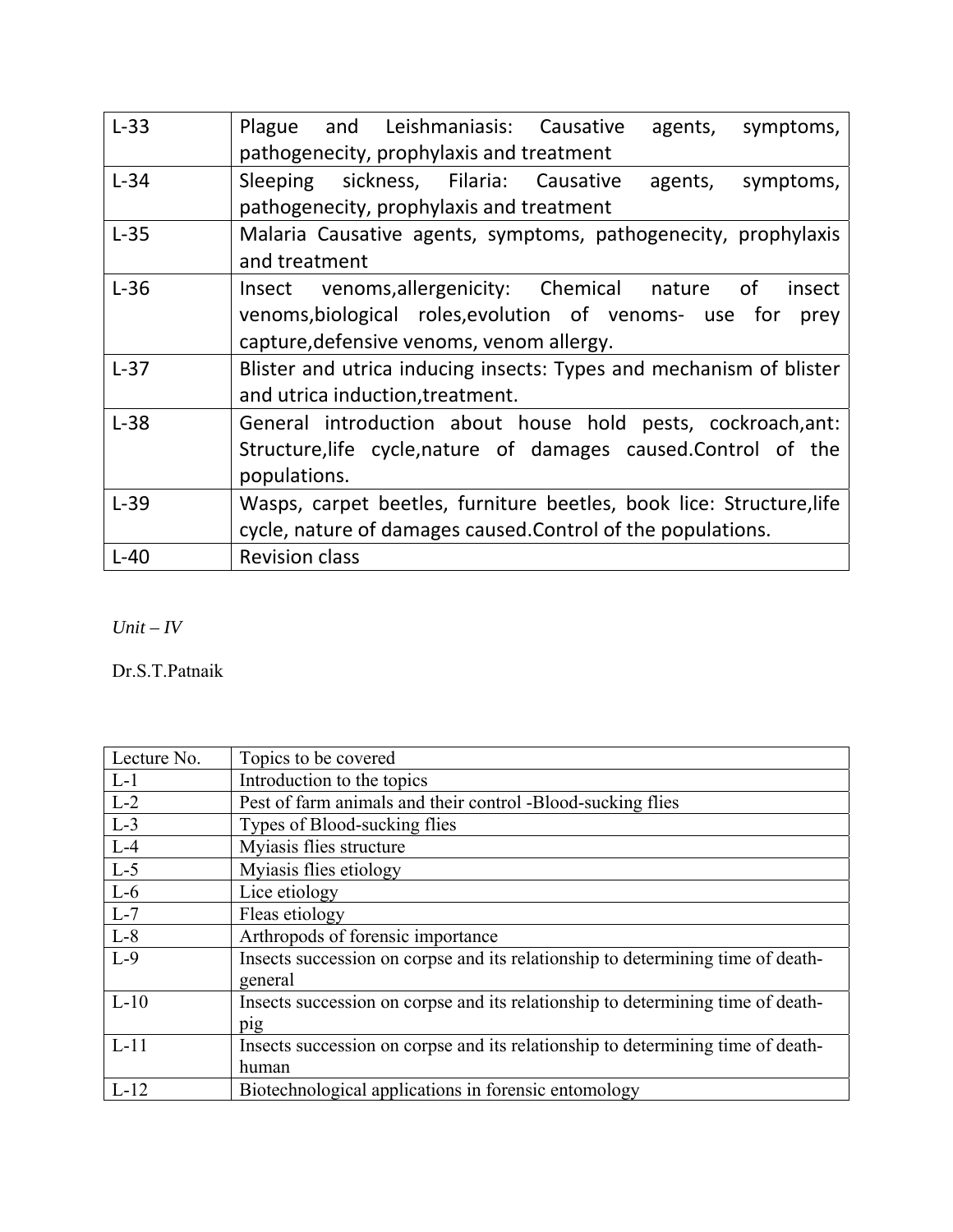| | |
|---|---|
| L-33 | Plague and Leishmaniasis: Causative agents, symptoms, pathogenecity, prophylaxis and treatment |
| L-34 | Sleeping sickness, Filaria: Causative agents, symptoms, pathogenecity, prophylaxis and treatment |
| L-35 | Malaria Causative agents, symptoms, pathogenecity, prophylaxis and treatment |
| L-36 | Insect venoms,allergenicity: Chemical nature of insect venoms,biological roles,evolution of venoms- use for prey capture,defensive venoms, venom allergy. |
| L-37 | Blister and utrica inducing insects: Types and mechanism of blister and utrica induction,treatment. |
| L-38 | General introduction about house hold pests, cockroach,ant: Structure,life cycle,nature of damages caused.Control of the populations. |
| L-39 | Wasps, carpet beetles, furniture beetles, book lice: Structure,life cycle, nature of damages caused.Control of the populations. |
| L-40 | Revision class |

*Unit – IV*

Dr.S.T.Patnaik

| Lecture No. | Topics to be covered |
|---|---|
| L-1 | Introduction to the topics |
| L-2 | Pest of farm animals and their control -Blood-sucking flies |
| L-3 | Types of Blood-sucking flies |
| L-4 | Myiasis flies structure |
| L-5 | Myiasis flies etiology |
| L-6 | Lice etiology |
| L-7 | Fleas etiology |
| L-8 | Arthropods of forensic importance |
| L-9 | Insects succession on corpse and its relationship to determining time of death-general |
| L-10 | Insects succession on corpse and its relationship to determining time of death-pig |
| L-11 | Insects succession on corpse and its relationship to determining time of death-human |
| L-12 | Biotechnological applications in forensic entomology |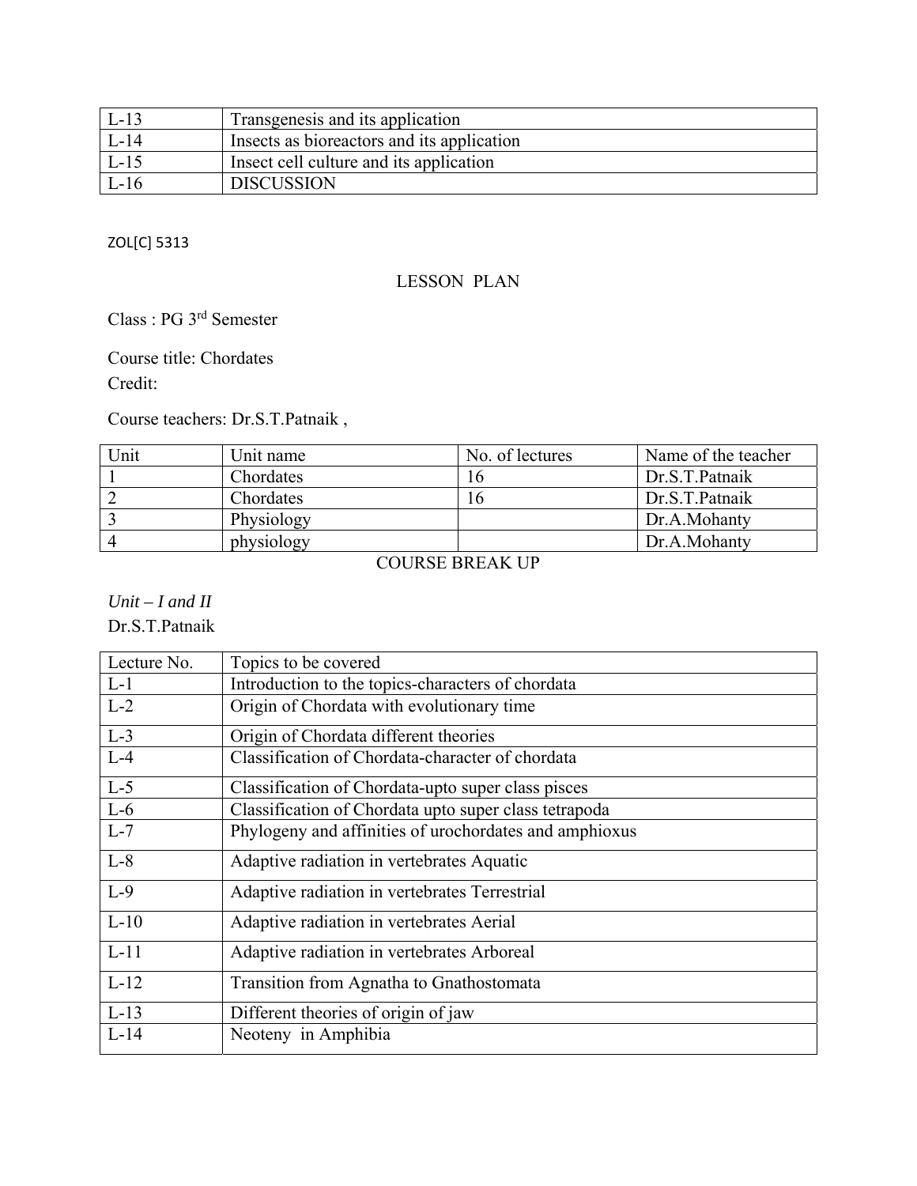| L-13 | Transgenesis and its application |
|---|---|
| L-14 | Insects as bioreactors and its application |
| L-15 | Insect cell culture and its application |
| L-16 | DISCUSSION |

ZOL[C] 5313

LESSON PLAN

Class : PG 3rd Semester

Course title: Chordates

Credit:

Course teachers: Dr.S.T.Patnaik ,

| Unit | Unit name | No. of lectures | Name of the teacher |
|---|---|---|---|
| 1 | Chordates | 16 | Dr.S.T.Patnaik |
| 2 | Chordates | 16 | Dr.S.T.Patnaik |
| 3 | Physiology | | Dr.A.Mohanty |
| 4 | physiology | | Dr.A.Mohanty |

COURSE BREAK UP

*Unit – I and II*

Dr.S.T.Patnaik

| Lecture No. | Topics to be covered |
|---|---|
| L-1 | Introduction to the topics-characters of chordata |
| L-2 | Origin of Chordata with evolutionary time |
| L-3 | Origin of Chordata different theories |
| L-4 | Classification of Chordata-character of chordata |
| L-5 | Classification of Chordata-upto super class pisces |
| L-6 | Classification of Chordata upto super class tetrapoda |
| L-7 | Phylogeny and affinities of urochordates and amphioxus |
| L-8 | Adaptive radiation in vertebrates Aquatic |
| L-9 | Adaptive radiation in vertebrates Terrestrial |
| L-10 | Adaptive radiation in vertebrates Aerial |
| L-11 | Adaptive radiation in vertebrates Arboreal |
| L-12 | Transition from Agnatha to Gnathostomata |
| L-13 | Different theories of origin of jaw |
| L-14 | Neoteny in Amphibia |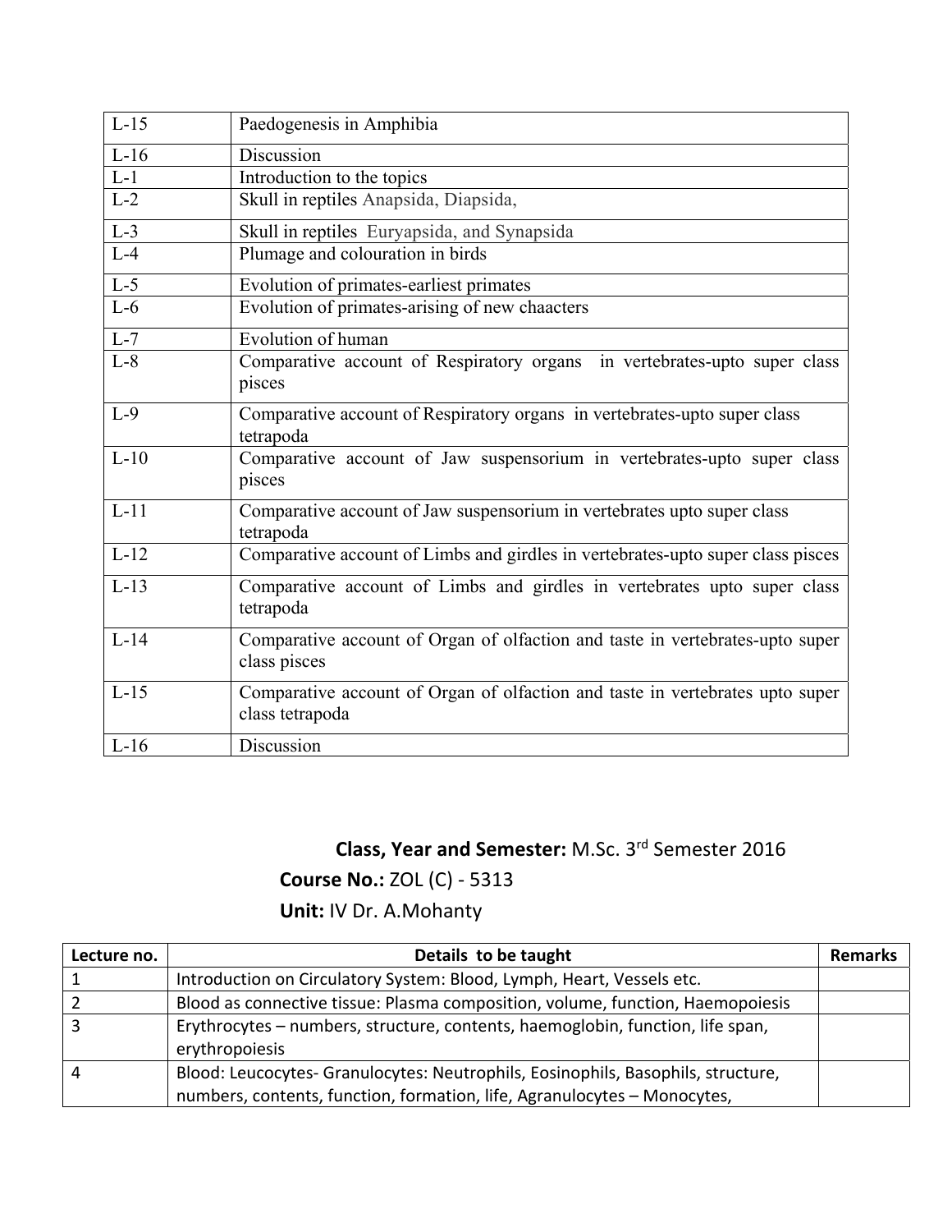| | |
|---|---|
| L-15 | Paedogenesis in Amphibia |
| L-16 | Discussion |
| L-1 | Introduction to the topics |
| L-2 | Skull in reptiles Anapsida, Diapsida, |
| L-3 | Skull in reptiles Euryapsida, and Synapsida |
| L-4 | Plumage and colouration in birds |
| L-5 | Evolution of primates-earliest primates |
| L-6 | Evolution of primates-arising of new chaacters |
| L-7 | Evolution of human |
| L-8 | Comparative account of Respiratory organs in vertebrates-upto super class pisces |
| L-9 | Comparative account of Respiratory organs in vertebrates-upto super class tetrapoda |
| L-10 | Comparative account of Jaw suspensorium in vertebrates-upto super class pisces |
| L-11 | Comparative account of Jaw suspensorium in vertebrates upto super class tetrapoda |
| L-12 | Comparative account of Limbs and girdles in vertebrates-upto super class pisces |
| L-13 | Comparative account of Limbs and girdles in vertebrates upto super class tetrapoda |
| L-14 | Comparative account of Organ of olfaction and taste in vertebrates-upto super class pisces |
| L-15 | Comparative account of Organ of olfaction and taste in vertebrates upto super class tetrapoda |
| L-16 | Discussion |

**Class, Year and Semester:** M.Sc. 3rd Semester 2016

**Course No.:** ZOL (C) - 5313

**Unit:** IV Dr. A.Mohanty

| Lecture no. | Details to be taught | Remarks |
|---|---|---|
| 1 | Introduction on Circulatory System: Blood, Lymph, Heart, Vessels etc. | |
| 2 | Blood as connective tissue: Plasma composition, volume, function, Haemopoiesis | |
| 3 | Erythrocytes – numbers, structure, contents, haemoglobin, function, life span, erythropoiesis | |
| 4 | Blood: Leucocytes- Granulocytes: Neutrophils, Eosinophils, Basophils, structure, numbers, contents, function, formation, life, Agranulocytes – Monocytes, | |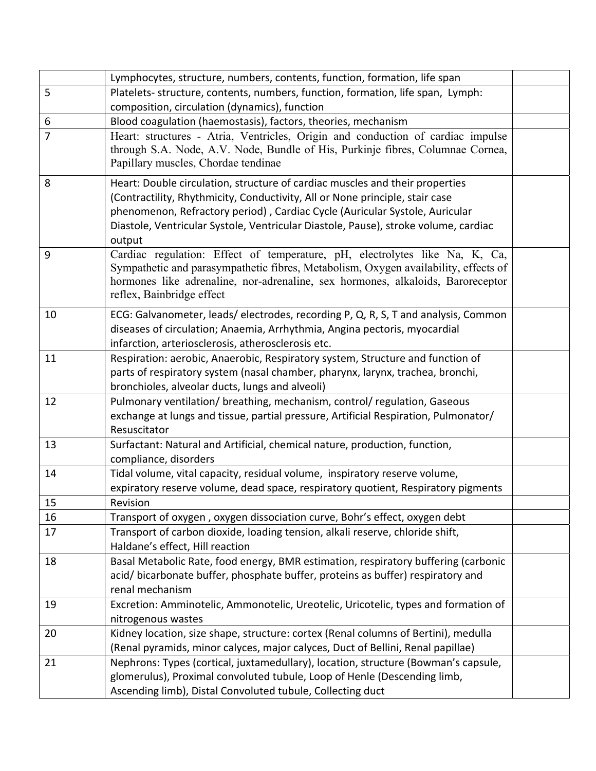| | | |
|---|---|---|
| | Lymphocytes, structure, numbers, contents, function, formation, life span | |
| 5 | Platelets- structure, contents, numbers, function, formation, life span, Lymph: composition, circulation (dynamics), function | |
| 6 | Blood coagulation (haemostasis), factors, theories, mechanism | |
| 7 | Heart: structures - Atria, Ventricles, Origin and conduction of cardiac impulse through S.A. Node, A.V. Node, Bundle of His, Purkinje fibres, Columnae Cornea, Papillary muscles, Chordae tendinae | |
| 8 | Heart: Double circulation, structure of cardiac muscles and their properties (Contractility, Rhythmicity, Conductivity, All or None principle, stair case phenomenon, Refractory period) , Cardiac Cycle (Auricular Systole, Auricular Diastole, Ventricular Systole, Ventricular Diastole, Pause), stroke volume, cardiac output | |
| 9 | Cardiac regulation: Effect of temperature, pH, electrolytes like Na, K, Ca, Sympathetic and parasympathetic fibres, Metabolism, Oxygen availability, effects of hormones like adrenaline, nor-adrenaline, sex hormones, alkaloids, Baroreceptor reflex, Bainbridge effect | |
| 10 | ECG: Galvanometer, leads/ electrodes, recording P, Q, R, S, T and analysis, Common diseases of circulation; Anaemia, Arrhythmia, Angina pectoris, myocardial infarction, arteriosclerosis, atherosclerosis etc. | |
| 11 | Respiration: aerobic, Anaerobic, Respiratory system, Structure and function of parts of respiratory system (nasal chamber, pharynx, larynx, trachea, bronchi, bronchioles, alveolar ducts, lungs and alveoli) | |
| 12 | Pulmonary ventilation/ breathing, mechanism, control/ regulation, Gaseous exchange at lungs and tissue, partial pressure, Artificial Respiration, Pulmonator/ Resuscitator | |
| 13 | Surfactant: Natural and Artificial, chemical nature, production, function, compliance, disorders | |
| 14 | Tidal volume, vital capacity, residual volume, inspiratory reserve volume, expiratory reserve volume, dead space, respiratory quotient, Respiratory pigments | |
| 15 | Revision | |
| 16 | Transport of oxygen , oxygen dissociation curve, Bohr's effect, oxygen debt | |
| 17 | Transport of carbon dioxide, loading tension, alkali reserve, chloride shift, Haldane's effect, Hill reaction | |
| 18 | Basal Metabolic Rate, food energy, BMR estimation, respiratory buffering (carbonic acid/ bicarbonate buffer, phosphate buffer, proteins as buffer) respiratory and renal mechanism | |
| 19 | Excretion: Amminotelic, Ammonotelic, Ureotelic, Uricotelic, types and formation of nitrogenous wastes | |
| 20 | Kidney location, size shape, structure: cortex (Renal columns of Bertini), medulla (Renal pyramids, minor calyces, major calyces, Duct of Bellini, Renal papillae) | |
| 21 | Nephrons: Types (cortical, juxtamedullary), location, structure (Bowman's capsule, glomerulus), Proximal convoluted tubule, Loop of Henle (Descending limb, Ascending limb), Distal Convoluted tubule, Collecting duct | |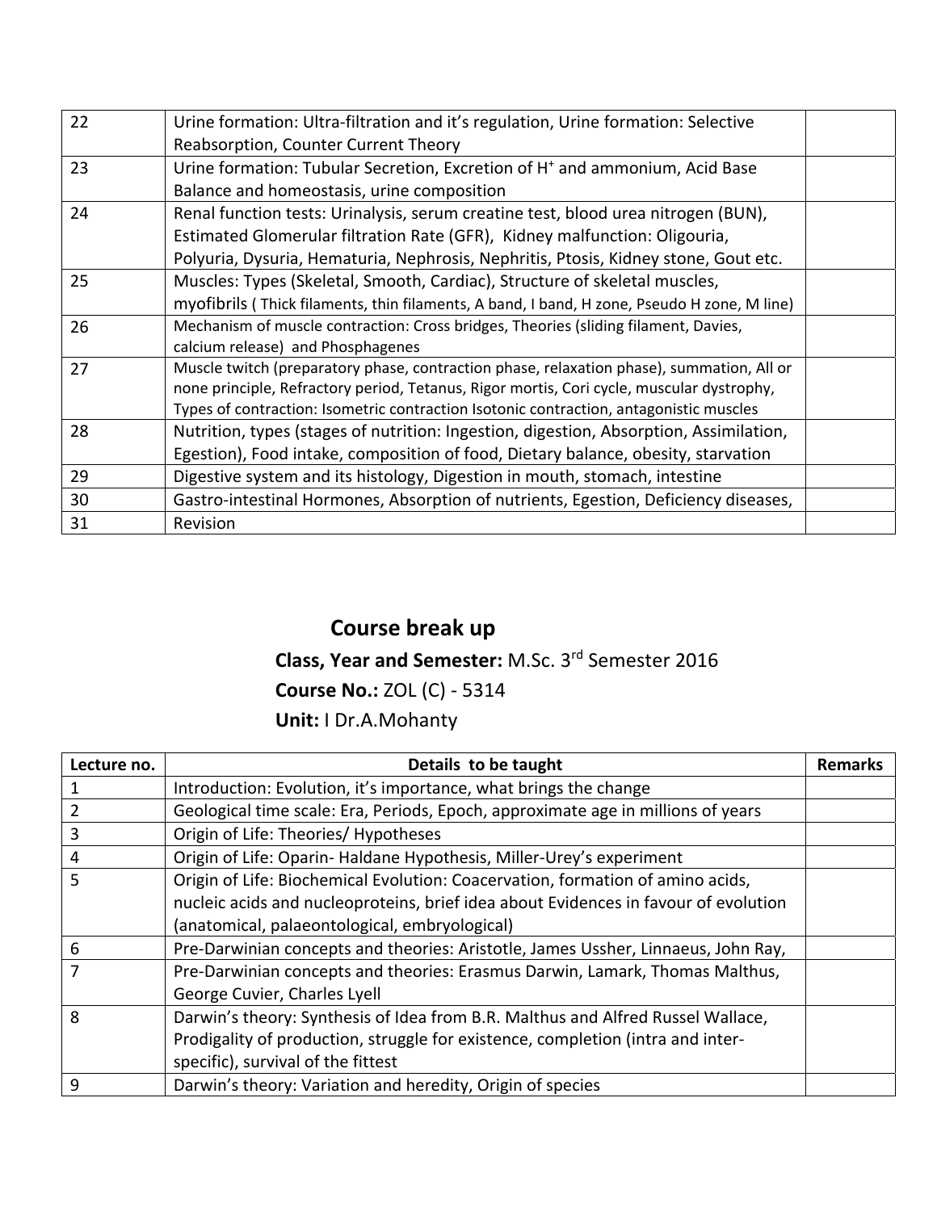| | | |
|---|---|---|
| 22 | Urine formation: Ultra-filtration and it's regulation, Urine formation: Selective Reabsorption, Counter Current Theory | |
| 23 | Urine formation: Tubular Secretion, Excretion of $H^+$ and ammonium, Acid Base Balance and homeostasis, urine composition | |
| 24 | Renal function tests: Urinalysis, serum creatine test, blood urea nitrogen (BUN), Estimated Glomerular filtration Rate (GFR), Kidney malfunction: Oligouria, Polyuria, Dysuria, Hematuria, Nephrosis, Nephritis, Ptosis, Kidney stone, Gout etc. | |
| 25 | Muscles: Types (Skeletal, Smooth, Cardiac), Structure of skeletal muscles, myofibrils ( Thick filaments, thin filaments, A band, I band, H zone, Pseudo H zone, M line) | |
| 26 | Mechanism of muscle contraction: Cross bridges, Theories (sliding filament, Davies, calcium release) and Phosphagenes | |
| 27 | Muscle twitch (preparatory phase, contraction phase, relaxation phase), summation, All or none principle, Refractory period, Tetanus, Rigor mortis, Cori cycle, muscular dystrophy, Types of contraction: Isometric contraction Isotonic contraction, antagonistic muscles | |
| 28 | Nutrition, types (stages of nutrition: Ingestion, digestion, Absorption, Assimilation, Egestion), Food intake, composition of food, Dietary balance, obesity, starvation | |
| 29 | Digestive system and its histology, Digestion in mouth, stomach, intestine | |
| 30 | Gastro-intestinal Hormones, Absorption of nutrients, Egestion, Deficiency diseases, | |
| 31 | Revision | |

## Course break up

**Class, Year and Semester:** M.Sc. 3rd Semester 2016

**Course No.:** ZOL (C) - 5314

**Unit:** I Dr.A.Mohanty

| Lecture no. | Details to be taught | Remarks |
|---|---|---|
| 1 | Introduction: Evolution, it's importance, what brings the change | |
| 2 | Geological time scale: Era, Periods, Epoch, approximate age in millions of years | |
| 3 | Origin of Life: Theories/ Hypotheses | |
| 4 | Origin of Life: Oparin- Haldane Hypothesis, Miller-Urey's experiment | |
| 5 | Origin of Life: Biochemical Evolution: Coacervation, formation of amino acids, nucleic acids and nucleoproteins, brief idea about Evidences in favour of evolution (anatomical, palaeontological, embryological) | |
| 6 | Pre-Darwinian concepts and theories: Aristotle, James Ussher, Linnaeus, John Ray, | |
| 7 | Pre-Darwinian concepts and theories: Erasmus Darwin, Lamark, Thomas Malthus, George Cuvier, Charles Lyell | |
| 8 | Darwin's theory: Synthesis of Idea from B.R. Malthus and Alfred Russel Wallace, Prodigality of production, struggle for existence, completion (intra and inter-specific), survival of the fittest | |
| 9 | Darwin's theory: Variation and heredity, Origin of species | |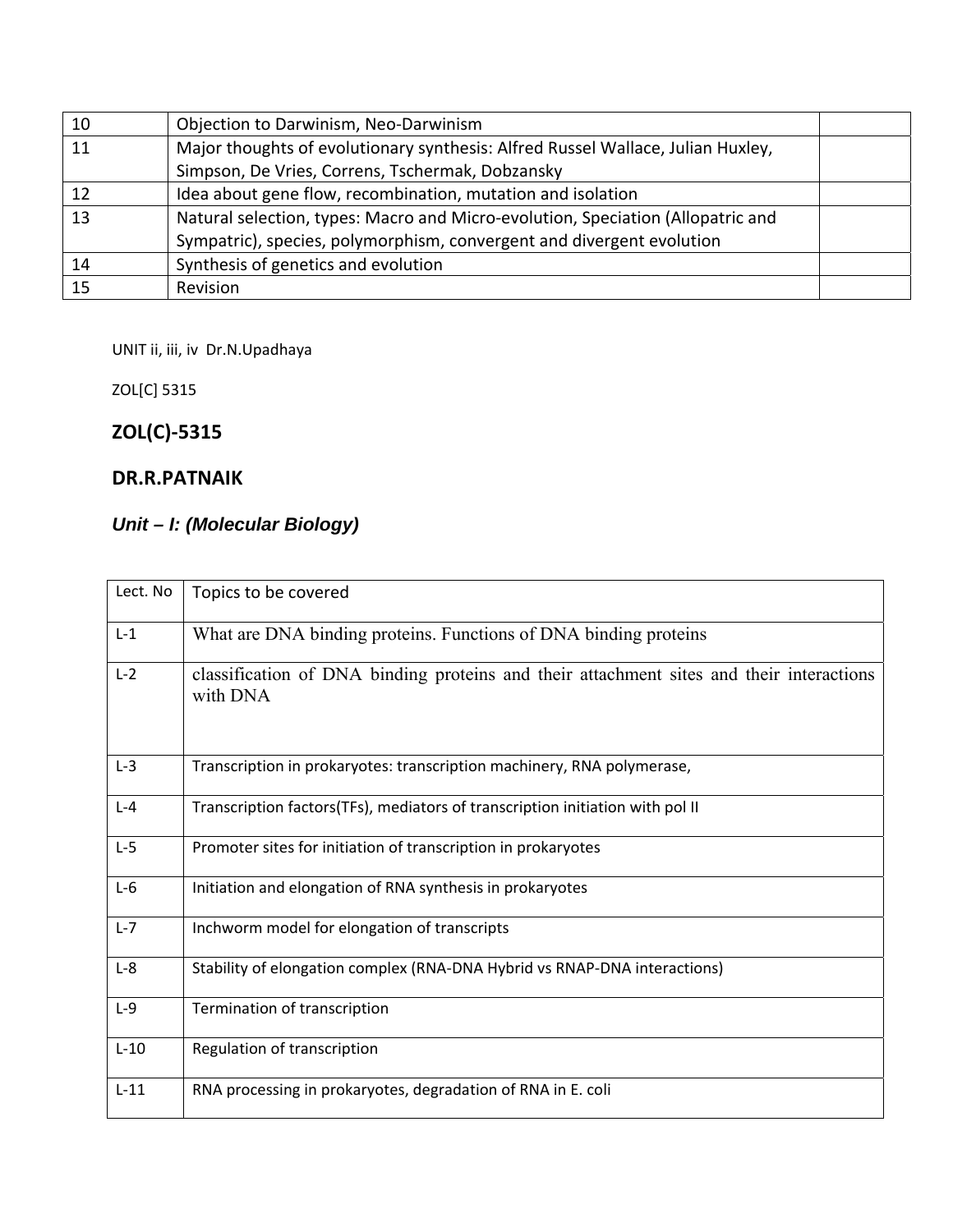| | | |
|---|---|---|
| 10 | Objection to Darwinism, Neo-Darwinism | |
| 11 | Major thoughts of evolutionary synthesis: Alfred Russel Wallace, Julian Huxley, Simpson, De Vries, Correns, Tschermak, Dobzansky | |
| 12 | Idea about gene flow, recombination, mutation and isolation | |
| 13 | Natural selection, types: Macro and Micro-evolution, Speciation (Allopatric and Sympatric), species, polymorphism, convergent and divergent evolution | |
| 14 | Synthesis of genetics and evolution | |
| 15 | Revision | |

UNIT ii, iii, iv Dr.N.Upadhaya

ZOL[C] 5315

## ZOL(C)-5315

## DR.R.PATNAIK

### *Unit – I: (Molecular Biology)*

| Lect. No | Topics to be covered |
|---|---|
| L-1 | What are DNA binding proteins. Functions of DNA binding proteins |
| L-2 | classification of DNA binding proteins and their attachment sites and their interactions with DNA |
| L-3 | Transcription in prokaryotes: transcription machinery, RNA polymerase, |
| L-4 | Transcription factors(TFs), mediators of transcription initiation with pol II |
| L-5 | Promoter sites for initiation of transcription in prokaryotes |
| L-6 | Initiation and elongation of RNA synthesis in prokaryotes |
| L-7 | Inchworm model for elongation of transcripts |
| L-8 | Stability of elongation complex (RNA-DNA Hybrid vs RNAP-DNA interactions) |
| L-9 | Termination of transcription |
| L-10 | Regulation of transcription |
| L-11 | RNA processing in prokaryotes, degradation of RNA in E. coli |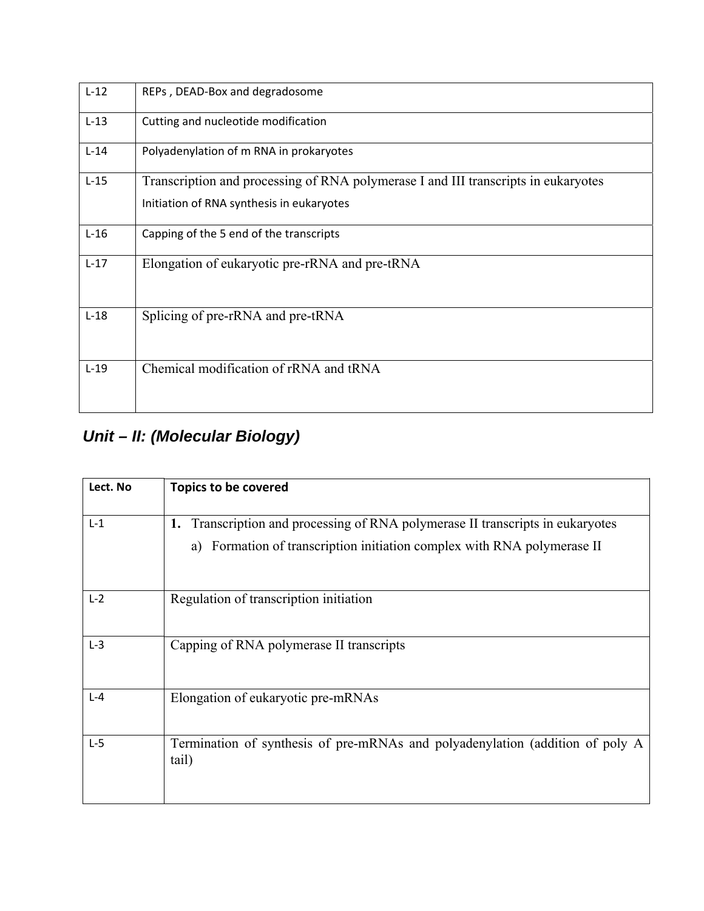| | |
|---|---|
| L-12 | REPs , DEAD-Box and degradosome |
| L-13 | Cutting and nucleotide modification |
| L-14 | Polyadenylation of m RNA in prokaryotes |
| L-15 | Transcription and processing of RNA polymerase I and III transcripts in eukaryotes<br>Initiation of RNA synthesis in eukaryotes |
| L-16 | Capping of the 5 end of the transcripts |
| L-17 | Elongation of eukaryotic pre-rRNA and pre-tRNA |
| L-18 | Splicing of pre-rRNA and pre-tRNA |
| L-19 | Chemical modification of rRNA and tRNA |

## *Unit – II: (Molecular Biology)*

| Lect. No | Topics to be covered |
|---|---|
| L-1 | **1.** Transcription and processing of RNA polymerase II transcripts in eukaryotes<br>a) Formation of transcription initiation complex with RNA polymerase II |
| L-2 | Regulation of transcription initiation |
| L-3 | Capping of RNA polymerase II transcripts |
| L-4 | Elongation of eukaryotic pre-mRNAs |
| L-5 | Termination of synthesis of pre-mRNAs and polyadenylation (addition of poly A tail) |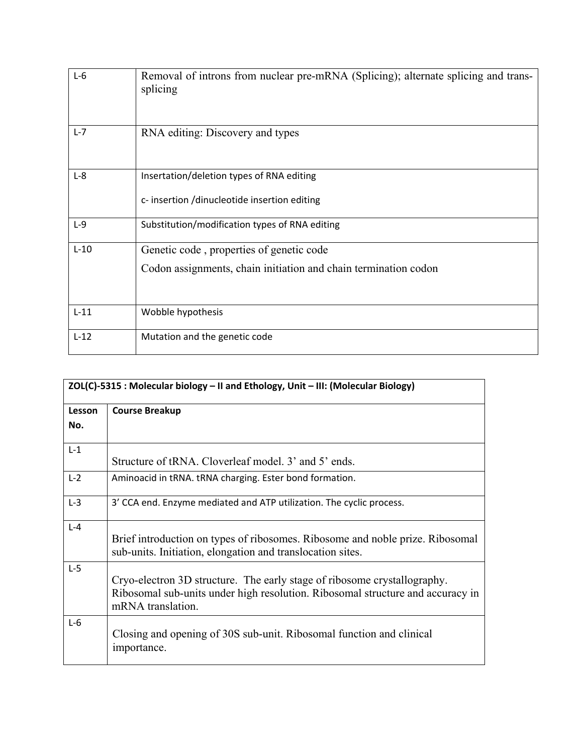| | |
|---|---|
| L-6 | Removal of introns from nuclear pre-mRNA (Splicing); alternate splicing and trans-splicing |
| L-7 | RNA editing: Discovery and types |
| L-8 | Insertation/deletion types of RNA editing<br><br>c- insertion /dinucleotide insertion editing |
| L-9 | Substitution/modification types of RNA editing |
| L-10 | Genetic code , properties of genetic code<br><br>Codon assignments, chain initiation and chain termination codon |
| L-11 | Wobble hypothesis |
| L-12 | Mutation and the genetic code |

| **ZOL(C)-5315 : Molecular biology – II and Ethology, Unit – III: (Molecular Biology)** | |
|---|---|
| **Lesson No.** | **Course Breakup** |
| L-1 | Structure of tRNA. Cloverleaf model. 3' and 5' ends. |
| L-2 | Aminoacid in tRNA. tRNA charging. Ester bond formation. |
| L-3 | 3' CCA end. Enzyme mediated and ATP utilization. The cyclic process. |
| L-4 | Brief introduction on types of ribosomes. Ribosome and noble prize. Ribosomal sub-units. Initiation, elongation and translocation sites. |
| L-5 | Cryo-electron 3D structure. The early stage of ribosome crystallography. Ribosomal sub-units under high resolution. Ribosomal structure and accuracy in mRNA translation. |
| L-6 | Closing and opening of 30S sub-unit. Ribosomal function and clinical importance. |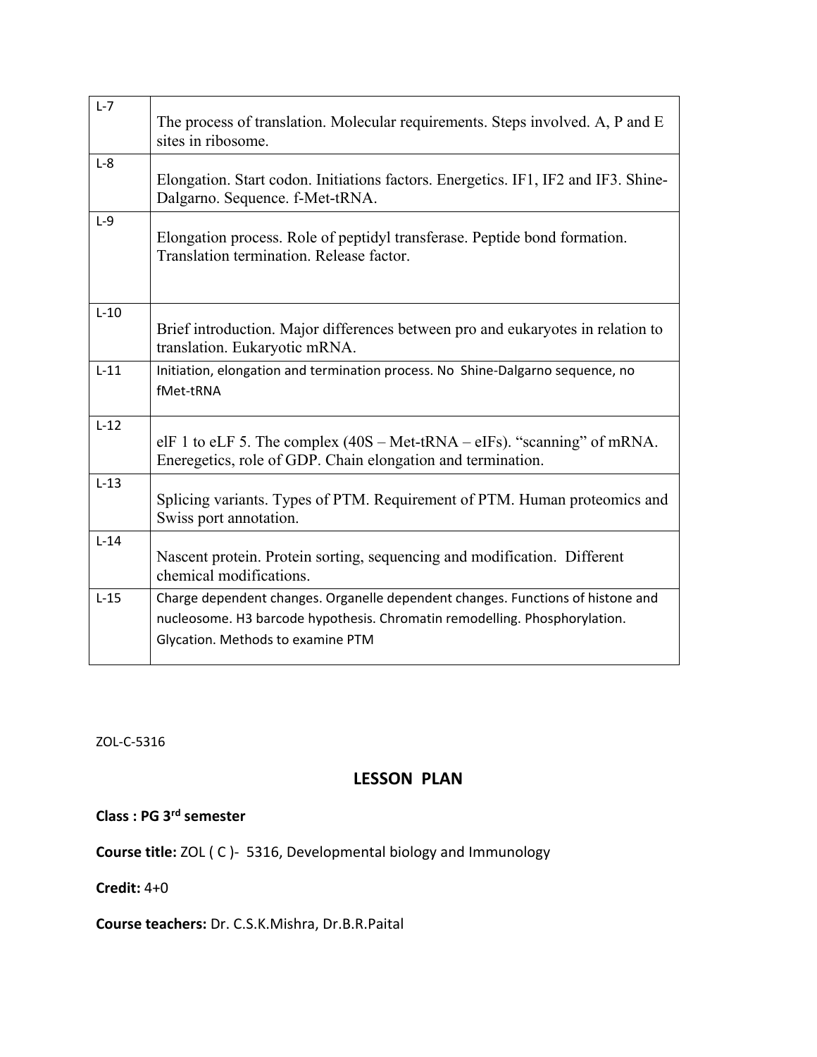| L-7 | The process of translation. Molecular requirements. Steps involved. A, P and E sites in ribosome. |
|---|---|
| L-8 | Elongation. Start codon. Initiations factors. Energetics. IF1, IF2 and IF3. Shine-Dalgarno. Sequence. f-Met-tRNA. |
| L-9 | Elongation process. Role of peptidyl transferase. Peptide bond formation. Translation termination. Release factor. |
| L-10 | Brief introduction. Major differences between pro and eukaryotes in relation to translation. Eukaryotic mRNA. |
| L-11 | Initiation, elongation and termination process. No Shine-Dalgarno sequence, no fMet-tRNA |
| L-12 | elF 1 to eLF 5. The complex (40S – Met-tRNA – eIFs). "scanning" of mRNA. Eneregetics, role of GDP. Chain elongation and termination. |
| L-13 | Splicing variants. Types of PTM. Requirement of PTM. Human proteomics and Swiss port annotation. |
| L-14 | Nascent protein. Protein sorting, sequencing and modification. Different chemical modifications. |
| L-15 | Charge dependent changes. Organelle dependent changes. Functions of histone and nucleosome. H3 barcode hypothesis. Chromatin remodelling. Phosphorylation. Glycation. Methods to examine PTM |

ZOL-C-5316

## LESSON PLAN

**Class : PG 3rd semester**

**Course title:** ZOL ( C )- 5316, Developmental biology and Immunology

**Credit:** 4+0

**Course teachers:** Dr. C.S.K.Mishra, Dr.B.R.Paital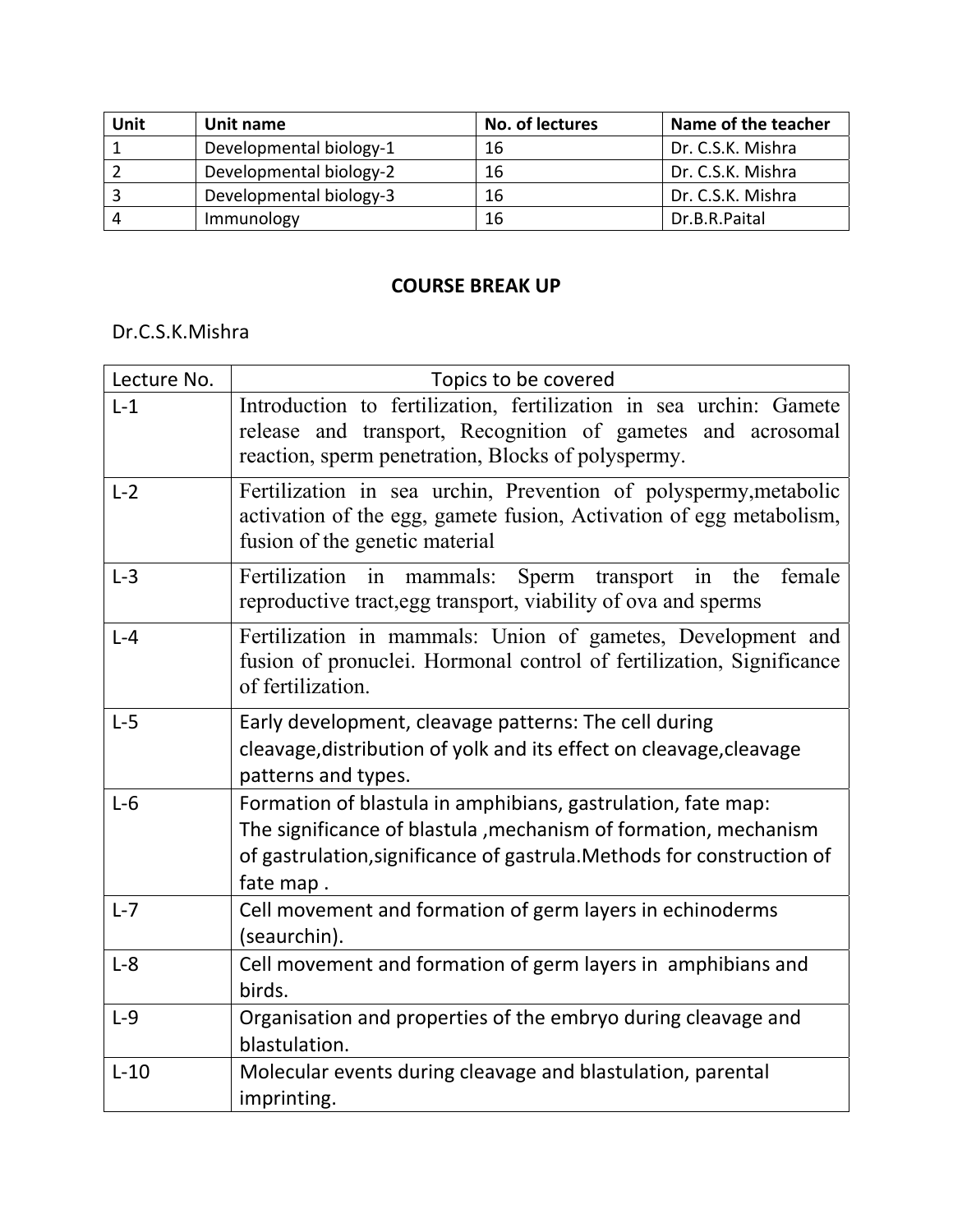| Unit | Unit name | No. of lectures | Name of the teacher |
|---|---|---|---|
| 1 | Developmental biology-1 | 16 | Dr. C.S.K. Mishra |
| 2 | Developmental biology-2 | 16 | Dr. C.S.K. Mishra |
| 3 | Developmental biology-3 | 16 | Dr. C.S.K. Mishra |
| 4 | Immunology | 16 | Dr.B.R.Paital |

## COURSE BREAK UP

Dr.C.S.K.Mishra

| Lecture No. | Topics to be covered |
|---|---|
| L-1 | Introduction to fertilization, fertilization in sea urchin: Gamete release and transport, Recognition of gametes and acrosomal reaction, sperm penetration, Blocks of polyspermy. |
| L-2 | Fertilization in sea urchin, Prevention of polyspermy,metabolic activation of the egg, gamete fusion, Activation of egg metabolism, fusion of the genetic material |
| L-3 | Fertilization in mammals: Sperm transport in the female reproductive tract,egg transport, viability of ova and sperms |
| L-4 | Fertilization in mammals: Union of gametes, Development and fusion of pronuclei. Hormonal control of fertilization, Significance of fertilization. |
| L-5 | Early development, cleavage patterns: The cell during cleavage,distribution of yolk and its effect on cleavage,cleavage patterns and types. |
| L-6 | Formation of blastula in amphibians, gastrulation, fate map: The significance of blastula ,mechanism of formation, mechanism of gastrulation,significance of gastrula.Methods for construction of fate map . |
| L-7 | Cell movement and formation of germ layers in echinoderms (seaurchin). |
| L-8 | Cell movement and formation of germ layers in amphibians and birds. |
| L-9 | Organisation and properties of the embryo during cleavage and blastulation. |
| L-10 | Molecular events during cleavage and blastulation, parental imprinting. |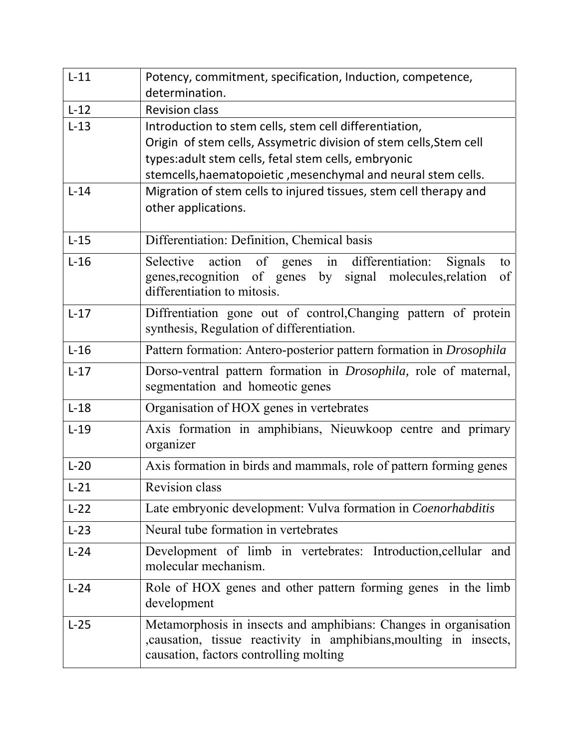| L-11 | Potency, commitment, specification, Induction, competence, determination. |
|---|---|
| L-12 | Revision class |
| L-13 | Introduction to stem cells, stem cell differentiation, Origin of stem cells, Assymetric division of stem cells,Stem cell types:adult stem cells, fetal stem cells, embryonic stemcells,haematopoietic ,mesenchymal and neural stem cells. |
| L-14 | Migration of stem cells to injured tissues, stem cell therapy and other applications. |
| L-15 | Differentiation: Definition, Chemical basis |
| L-16 | Selective action of genes in differentiation: Signals to genes,recognition of genes by signal molecules,relation of differentiation to mitosis. |
| L-17 | Diffrentiation gone out of control,Changing pattern of protein synthesis, Regulation of differentiation. |
| L-16 | Pattern formation: Antero-posterior pattern formation in *Drosophila* |
| L-17 | Dorso-ventral pattern formation in *Drosophila*, role of maternal, segmentation and homeotic genes |
| L-18 | Organisation of HOX genes in vertebrates |
| L-19 | Axis formation in amphibians, Nieuwkoop centre and primary organizer |
| L-20 | Axis formation in birds and mammals, role of pattern forming genes |
| L-21 | Revision class |
| L-22 | Late embryonic development: Vulva formation in *Coenorhabditis* |
| L-23 | Neural tube formation in vertebrates |
| L-24 | Development of limb in vertebrates: Introduction,cellular and molecular mechanism. |
| L-24 | Role of HOX genes and other pattern forming genes in the limb development |
| L-25 | Metamorphosis in insects and amphibians: Changes in organisation ,causation, tissue reactivity in amphibians,moulting in insects, causation, factors controlling molting |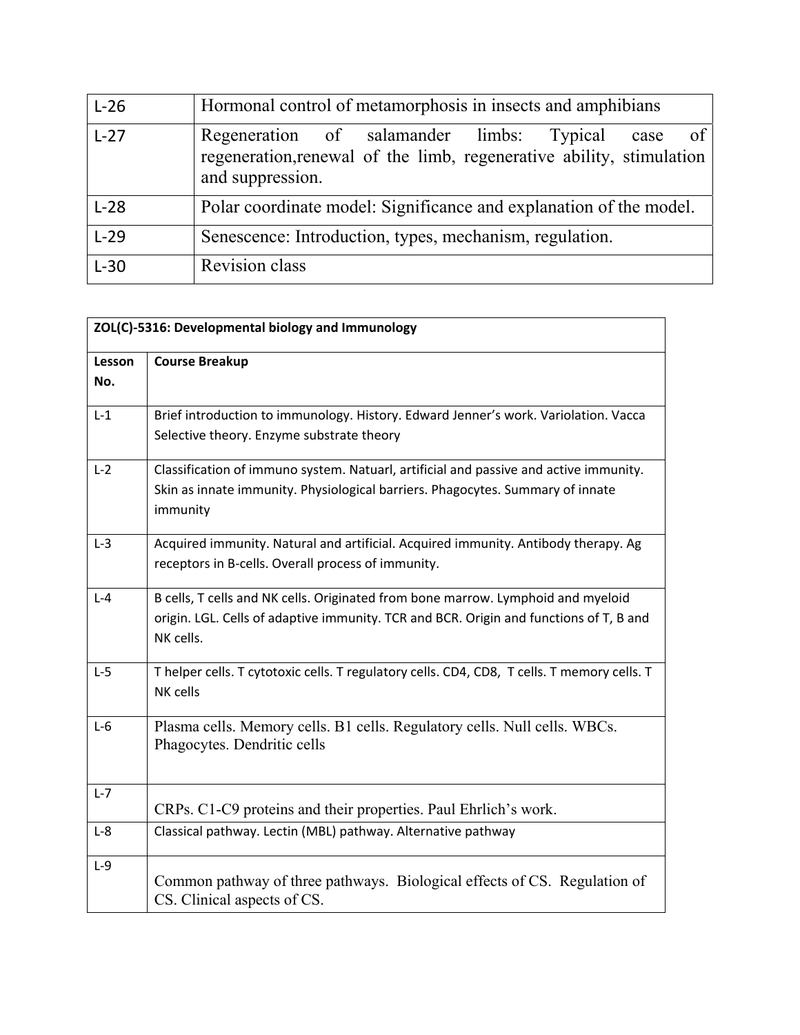| | |
|---|---|
| L-26 | Hormonal control of metamorphosis in insects and amphibians |
| L-27 | Regeneration of salamander limbs: Typical case of regeneration,renewal of the limb, regenerative ability, stimulation and suppression. |
| L-28 | Polar coordinate model: Significance and explanation of the model. |
| L-29 | Senescence: Introduction, types, mechanism, regulation. |
| L-30 | Revision class |

| **ZOL(C)-5316: Developmental biology and Immunology** | |
|---|---|
| **Lesson No.** | **Course Breakup** |
| L-1 | Brief introduction to immunology. History. Edward Jenner's work. Variolation. Vacca Selective theory. Enzyme substrate theory |
| L-2 | Classification of immuno system. Natuarl, artificial and passive and active immunity. Skin as innate immunity. Physiological barriers. Phagocytes. Summary of innate immunity |
| L-3 | Acquired immunity. Natural and artificial. Acquired immunity. Antibody therapy. Ag receptors in B-cells. Overall process of immunity. |
| L-4 | B cells, T cells and NK cells. Originated from bone marrow. Lymphoid and myeloid origin. LGL. Cells of adaptive immunity. TCR and BCR. Origin and functions of T, B and NK cells. |
| L-5 | T helper cells. T cytotoxic cells. T regulatory cells. CD4, CD8, T cells. T memory cells. T NK cells |
| L-6 | Plasma cells. Memory cells. B1 cells. Regulatory cells. Null cells. WBCs. Phagocytes. Dendritic cells |
| L-7 | CRPs. C1-C9 proteins and their properties. Paul Ehrlich's work. |
| L-8 | Classical pathway. Lectin (MBL) pathway. Alternative pathway |
| L-9 | Common pathway of three pathways. Biological effects of CS. Regulation of CS. Clinical aspects of CS. |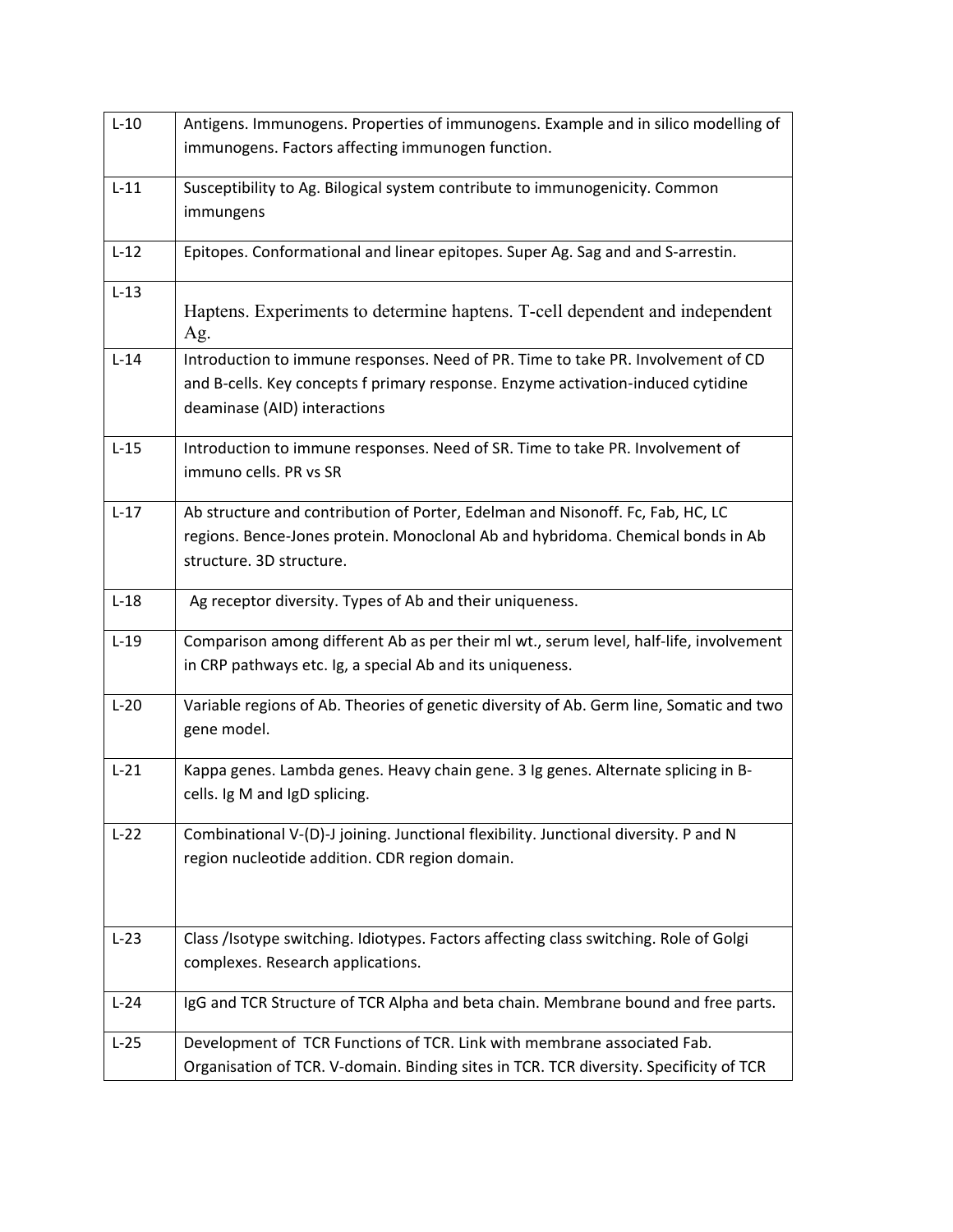| L-10 | Antigens. Immunogens. Properties of immunogens. Example and in silico modelling of immunogens. Factors affecting immunogen function. |
|---|---|
| L-11 | Susceptibility to Ag. Bilogical system contribute to immunogenicity. Common immungens |
| L-12 | Epitopes. Conformational and linear epitopes. Super Ag. Sag and and S-arrestin. |
| L-13 | Haptens. Experiments to determine haptens. T-cell dependent and independent Ag. |
| L-14 | Introduction to immune responses. Need of PR. Time to take PR. Involvement of CD and B-cells. Key concepts f primary response. Enzyme activation-induced cytidine deaminase (AID) interactions |
| L-15 | Introduction to immune responses. Need of SR. Time to take PR. Involvement of immuno cells. PR vs SR |
| L-17 | Ab structure and contribution of Porter, Edelman and Nisonoff. Fc, Fab, HC, LC regions. Bence-Jones protein. Monoclonal Ab and hybridoma. Chemical bonds in Ab structure. 3D structure. |
| L-18 | Ag receptor diversity. Types of Ab and their uniqueness. |
| L-19 | Comparison among different Ab as per their ml wt., serum level, half-life, involvement in CRP pathways etc. Ig, a special Ab and its uniqueness. |
| L-20 | Variable regions of Ab. Theories of genetic diversity of Ab. Germ line, Somatic and two gene model. |
| L-21 | Kappa genes. Lambda genes. Heavy chain gene. 3 Ig genes. Alternate splicing in B-cells. Ig M and IgD splicing. |
| L-22 | Combinational V-(D)-J joining. Junctional flexibility. Junctional diversity. P and N region nucleotide addition. CDR region domain. |
| L-23 | Class /Isotype switching. Idiotypes. Factors affecting class switching. Role of Golgi complexes. Research applications. |
| L-24 | IgG and TCR Structure of TCR Alpha and beta chain. Membrane bound and free parts. |
| L-25 | Development of TCR Functions of TCR. Link with membrane associated Fab. Organisation of TCR. V-domain. Binding sites in TCR. TCR diversity. Specificity of TCR |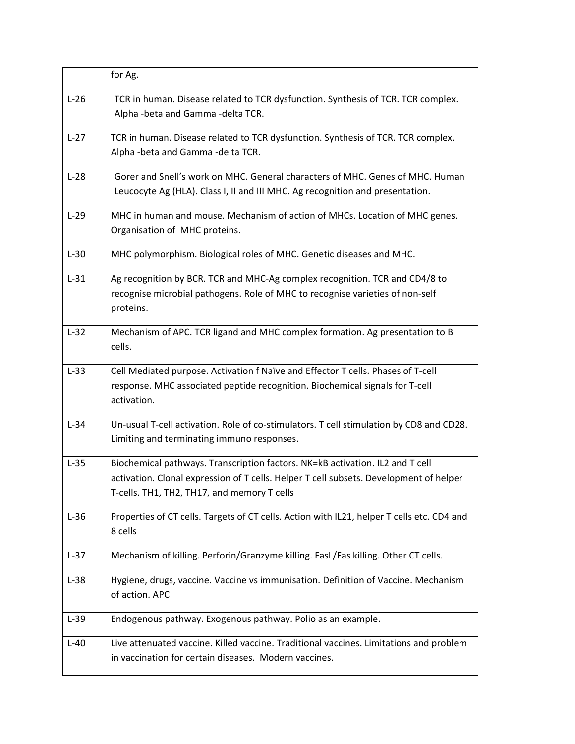| | |
|---|---|
| | for Ag. |
| L-26 | TCR in human. Disease related to TCR dysfunction. Synthesis of TCR. TCR complex. Alpha -beta and Gamma -delta TCR. |
| L-27 | TCR in human. Disease related to TCR dysfunction. Synthesis of TCR. TCR complex. Alpha -beta and Gamma -delta TCR. |
| L-28 | Gorer and Snell's work on MHC. General characters of MHC. Genes of MHC. Human Leucocyte Ag (HLA). Class I, II and III MHC. Ag recognition and presentation. |
| L-29 | MHC in human and mouse. Mechanism of action of MHCs. Location of MHC genes. Organisation of MHC proteins. |
| L-30 | MHC polymorphism. Biological roles of MHC. Genetic diseases and MHC. |
| L-31 | Ag recognition by BCR. TCR and MHC-Ag complex recognition. TCR and CD4/8 to recognise microbial pathogens. Role of MHC to recognise varieties of non-self proteins. |
| L-32 | Mechanism of APC. TCR ligand and MHC complex formation. Ag presentation to B cells. |
| L-33 | Cell Mediated purpose. Activation f Naïve and Effector T cells. Phases of T-cell response. MHC associated peptide recognition. Biochemical signals for T-cell activation. |
| L-34 | Un-usual T-cell activation. Role of co-stimulators. T cell stimulation by CD8 and CD28. Limiting and terminating immuno responses. |
| L-35 | Biochemical pathways. Transcription factors. NK=kB activation. IL2 and T cell activation. Clonal expression of T cells. Helper T cell subsets. Development of helper T-cells. TH1, TH2, TH17, and memory T cells |
| L-36 | Properties of CT cells. Targets of CT cells. Action with IL21, helper T cells etc. CD4 and 8 cells |
| L-37 | Mechanism of killing. Perforin/Granzyme killing. FasL/Fas killing. Other CT cells. |
| L-38 | Hygiene, drugs, vaccine. Vaccine vs immunisation. Definition of Vaccine. Mechanism of action. APC |
| L-39 | Endogenous pathway. Exogenous pathway. Polio as an example. |
| L-40 | Live attenuated vaccine. Killed vaccine. Traditional vaccines. Limitations and problem in vaccination for certain diseases. Modern vaccines. |